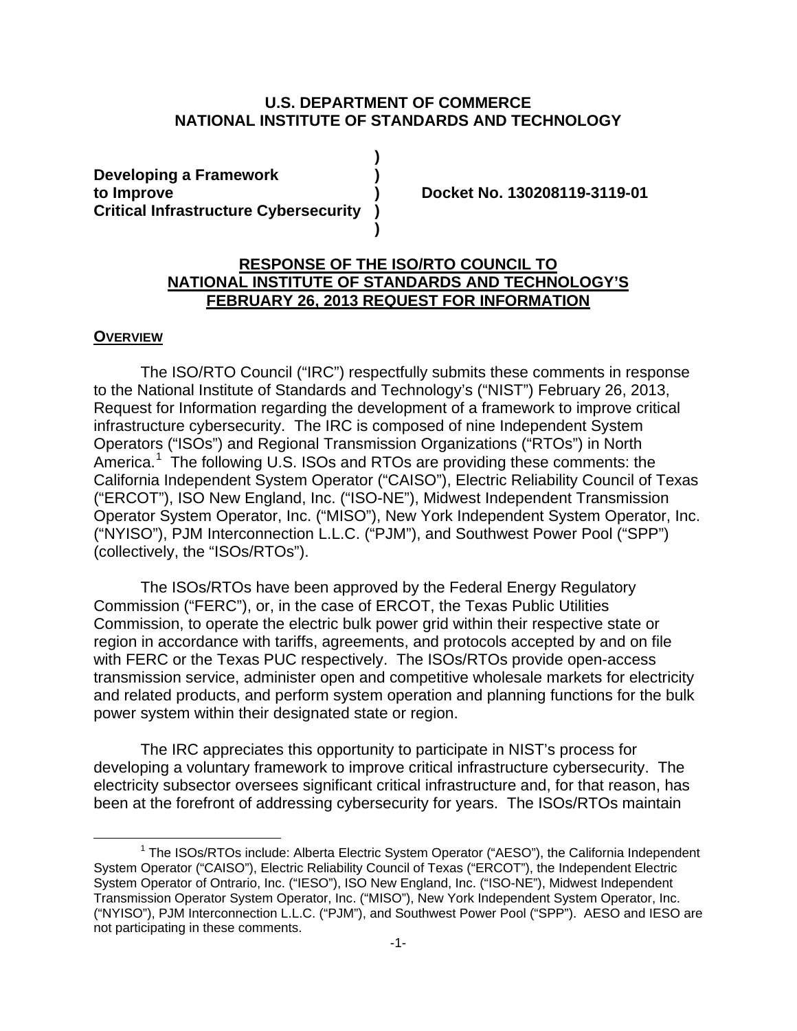**U.S. DEPARTMENT OF COMMERCE**
**NATIONAL INSTITUTE OF STANDARDS AND TECHNOLOGY**

| | | |
|---|---|---|
| **Developing a Framework to Improve Critical Infrastructure Cybersecurity** | **)** | **Docket No. 130208119-3119-01** |

**RESPONSE OF THE ISO/RTO COUNCIL TO NATIONAL INSTITUTE OF STANDARDS AND TECHNOLOGY'S FEBRUARY 26, 2013 REQUEST FOR INFORMATION**

## OVERVIEW

The ISO/RTO Council ("IRC") respectfully submits these comments in response to the National Institute of Standards and Technology's ("NIST") February 26, 2013, Request for Information regarding the development of a framework to improve critical infrastructure cybersecurity. The IRC is composed of nine Independent System Operators ("ISOs") and Regional Transmission Organizations ("RTOs") in North America.[1] The following U.S. ISOs and RTOs are providing these comments: the California Independent System Operator ("CAISO"), Electric Reliability Council of Texas ("ERCOT"), ISO New England, Inc. ("ISO-NE"), Midwest Independent Transmission Operator System Operator, Inc. ("MISO"), New York Independent System Operator, Inc. ("NYISO"), PJM Interconnection L.L.C. ("PJM"), and Southwest Power Pool ("SPP") (collectively, the "ISOs/RTOs").

The ISOs/RTOs have been approved by the Federal Energy Regulatory Commission ("FERC"), or, in the case of ERCOT, the Texas Public Utilities Commission, to operate the electric bulk power grid within their respective state or region in accordance with tariffs, agreements, and protocols accepted by and on file with FERC or the Texas PUC respectively. The ISOs/RTOs provide open-access transmission service, administer open and competitive wholesale markets for electricity and related products, and perform system operation and planning functions for the bulk power system within their designated state or region.

The IRC appreciates this opportunity to participate in NIST's process for developing a voluntary framework to improve critical infrastructure cybersecurity. The electricity subsector oversees significant critical infrastructure and, for that reason, has been at the forefront of addressing cybersecurity for years. The ISOs/RTOs maintain

[1] The ISOs/RTOs include: Alberta Electric System Operator ("AESO"), the California Independent System Operator ("CAISO"), Electric Reliability Council of Texas ("ERCOT"), the Independent Electric System Operator of Ontrario, Inc. ("IESO"), ISO New England, Inc. ("ISO-NE"), Midwest Independent Transmission Operator System Operator, Inc. ("MISO"), New York Independent System Operator, Inc. ("NYISO"), PJM Interconnection L.L.C. ("PJM"), and Southwest Power Pool ("SPP"). AESO and IESO are not participating in these comments.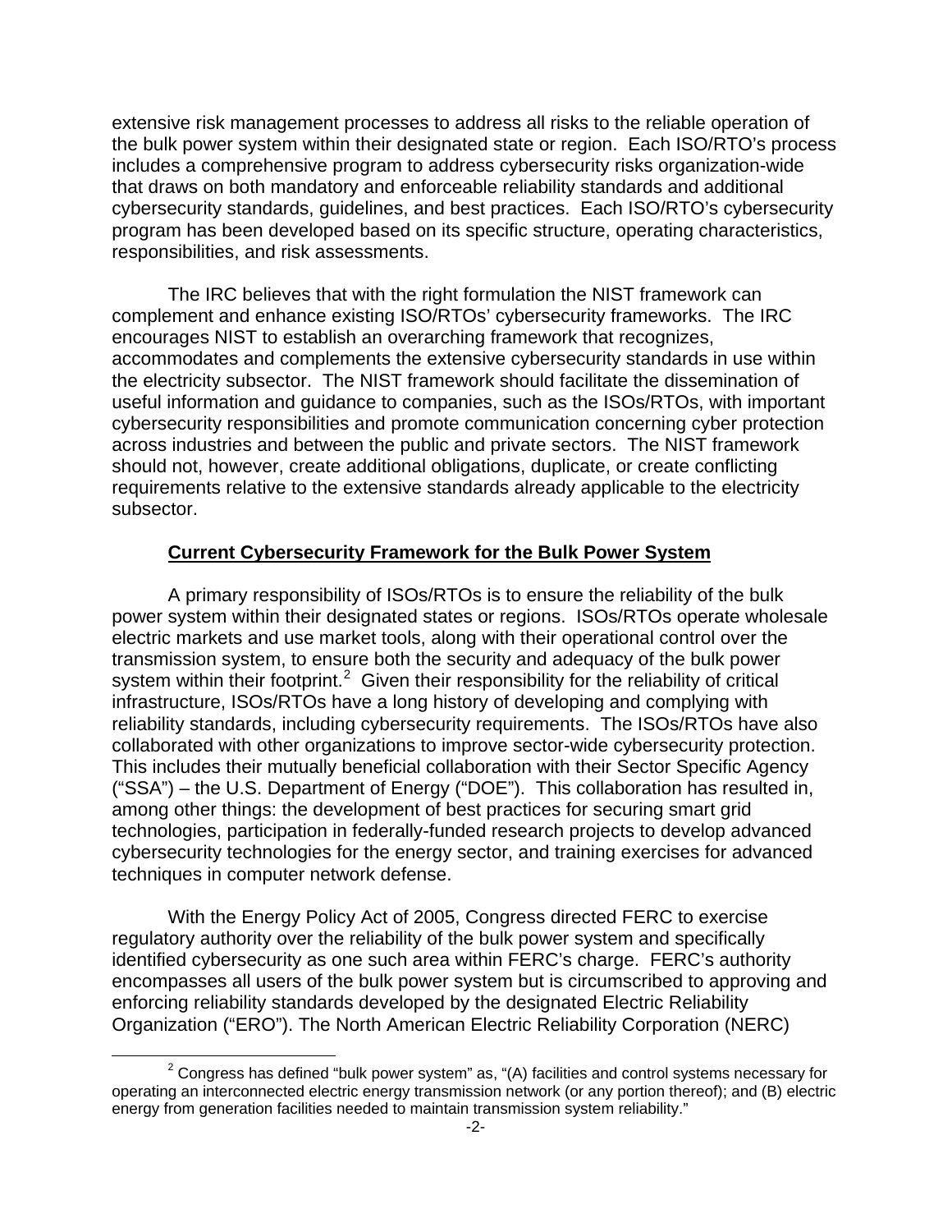extensive risk management processes to address all risks to the reliable operation of the bulk power system within their designated state or region. Each ISO/RTO's process includes a comprehensive program to address cybersecurity risks organization-wide that draws on both mandatory and enforceable reliability standards and additional cybersecurity standards, guidelines, and best practices. Each ISO/RTO's cybersecurity program has been developed based on its specific structure, operating characteristics, responsibilities, and risk assessments.

The IRC believes that with the right formulation the NIST framework can complement and enhance existing ISO/RTOs' cybersecurity frameworks. The IRC encourages NIST to establish an overarching framework that recognizes, accommodates and complements the extensive cybersecurity standards in use within the electricity subsector. The NIST framework should facilitate the dissemination of useful information and guidance to companies, such as the ISOs/RTOs, with important cybersecurity responsibilities and promote communication concerning cyber protection across industries and between the public and private sectors. The NIST framework should not, however, create additional obligations, duplicate, or create conflicting requirements relative to the extensive standards already applicable to the electricity subsector.

## **Current Cybersecurity Framework for the Bulk Power System**

A primary responsibility of ISOs/RTOs is to ensure the reliability of the bulk power system within their designated states or regions. ISOs/RTOs operate wholesale electric markets and use market tools, along with their operational control over the transmission system, to ensure both the security and adequacy of the bulk power system within their footprint.[2] Given their responsibility for the reliability of critical infrastructure, ISOs/RTOs have a long history of developing and complying with reliability standards, including cybersecurity requirements. The ISOs/RTOs have also collaborated with other organizations to improve sector-wide cybersecurity protection. This includes their mutually beneficial collaboration with their Sector Specific Agency ("SSA") – the U.S. Department of Energy ("DOE"). This collaboration has resulted in, among other things: the development of best practices for securing smart grid technologies, participation in federally-funded research projects to develop advanced cybersecurity technologies for the energy sector, and training exercises for advanced techniques in computer network defense.

With the Energy Policy Act of 2005, Congress directed FERC to exercise regulatory authority over the reliability of the bulk power system and specifically identified cybersecurity as one such area within FERC's charge. FERC's authority encompasses all users of the bulk power system but is circumscribed to approving and enforcing reliability standards developed by the designated Electric Reliability Organization ("ERO"). The North American Electric Reliability Corporation (NERC)

[2] Congress has defined "bulk power system" as, "(A) facilities and control systems necessary for operating an interconnected electric energy transmission network (or any portion thereof); and (B) electric energy from generation facilities needed to maintain transmission system reliability."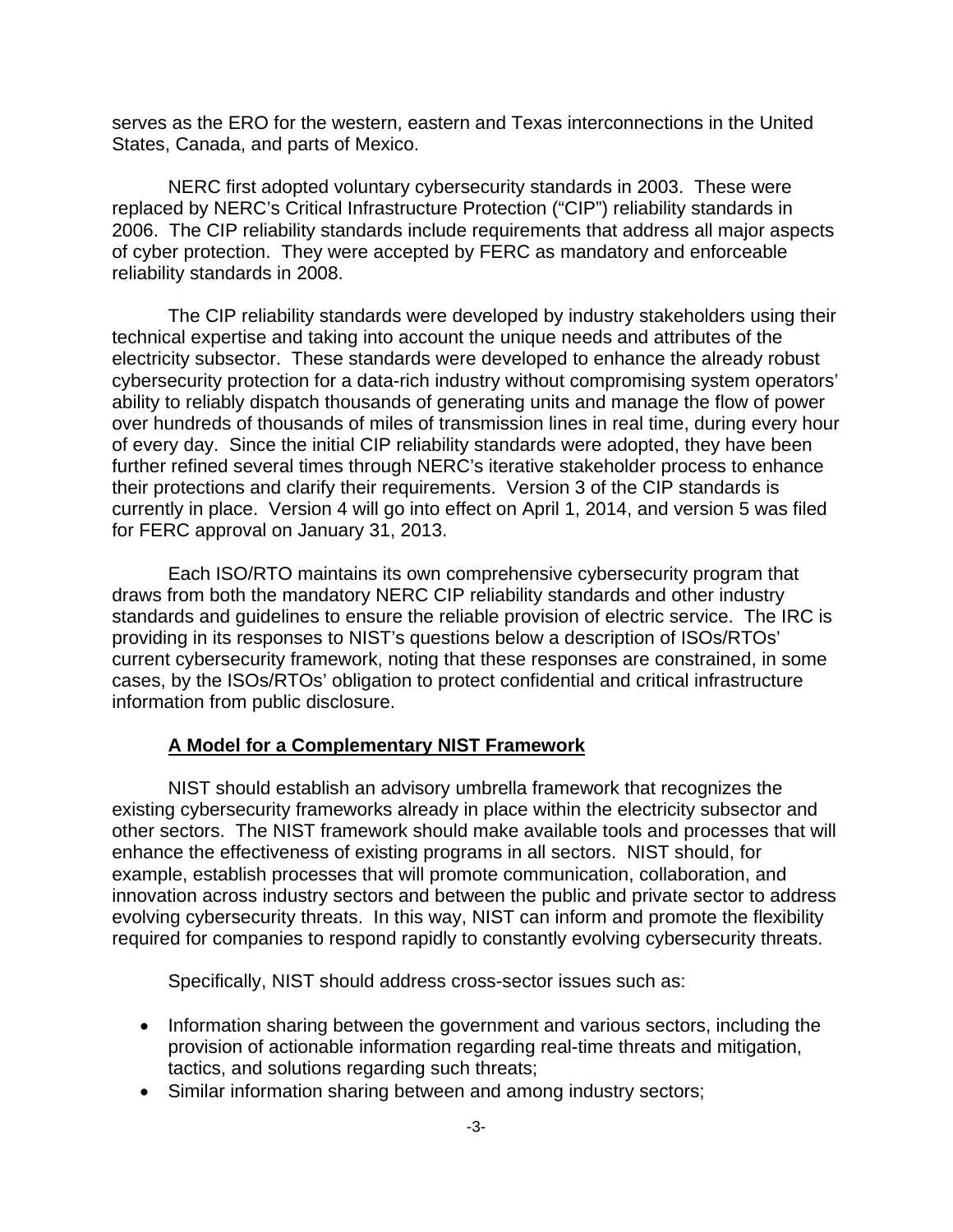serves as the ERO for the western, eastern and Texas interconnections in the United States, Canada, and parts of Mexico.

NERC first adopted voluntary cybersecurity standards in 2003. These were replaced by NERC's Critical Infrastructure Protection ("CIP") reliability standards in 2006. The CIP reliability standards include requirements that address all major aspects of cyber protection. They were accepted by FERC as mandatory and enforceable reliability standards in 2008.

The CIP reliability standards were developed by industry stakeholders using their technical expertise and taking into account the unique needs and attributes of the electricity subsector. These standards were developed to enhance the already robust cybersecurity protection for a data-rich industry without compromising system operators' ability to reliably dispatch thousands of generating units and manage the flow of power over hundreds of thousands of miles of transmission lines in real time, during every hour of every day. Since the initial CIP reliability standards were adopted, they have been further refined several times through NERC's iterative stakeholder process to enhance their protections and clarify their requirements. Version 3 of the CIP standards is currently in place. Version 4 will go into effect on April 1, 2014, and version 5 was filed for FERC approval on January 31, 2013.

Each ISO/RTO maintains its own comprehensive cybersecurity program that draws from both the mandatory NERC CIP reliability standards and other industry standards and guidelines to ensure the reliable provision of electric service. The IRC is providing in its responses to NIST's questions below a description of ISOs/RTOs' current cybersecurity framework, noting that these responses are constrained, in some cases, by the ISOs/RTOs' obligation to protect confidential and critical infrastructure information from public disclosure.

## A Model for a Complementary NIST Framework

NIST should establish an advisory umbrella framework that recognizes the existing cybersecurity frameworks already in place within the electricity subsector and other sectors. The NIST framework should make available tools and processes that will enhance the effectiveness of existing programs in all sectors. NIST should, for example, establish processes that will promote communication, collaboration, and innovation across industry sectors and between the public and private sector to address evolving cybersecurity threats. In this way, NIST can inform and promote the flexibility required for companies to respond rapidly to constantly evolving cybersecurity threats.

Specifically, NIST should address cross-sector issues such as:

- Information sharing between the government and various sectors, including the provision of actionable information regarding real-time threats and mitigation, tactics, and solutions regarding such threats;
- Similar information sharing between and among industry sectors;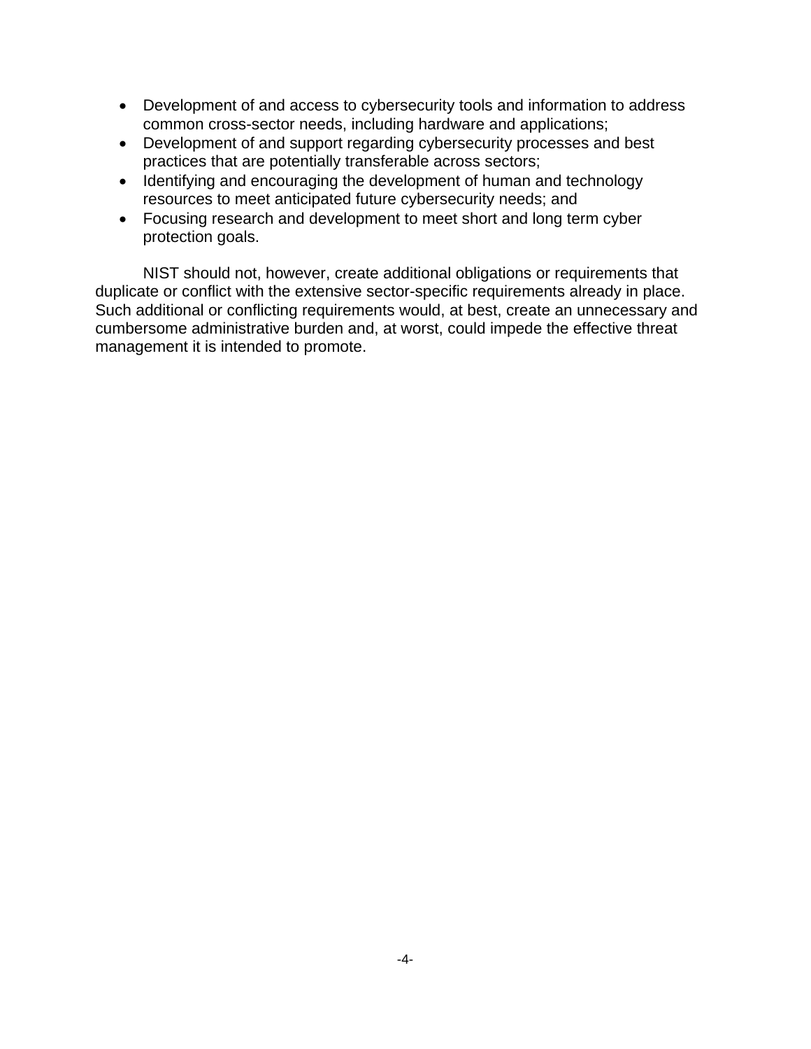- Development of and access to cybersecurity tools and information to address common cross-sector needs, including hardware and applications;
- Development of and support regarding cybersecurity processes and best practices that are potentially transferable across sectors;
- Identifying and encouraging the development of human and technology resources to meet anticipated future cybersecurity needs; and
- Focusing research and development to meet short and long term cyber protection goals.

NIST should not, however, create additional obligations or requirements that duplicate or conflict with the extensive sector-specific requirements already in place. Such additional or conflicting requirements would, at best, create an unnecessary and cumbersome administrative burden and, at worst, could impede the effective threat management it is intended to promote.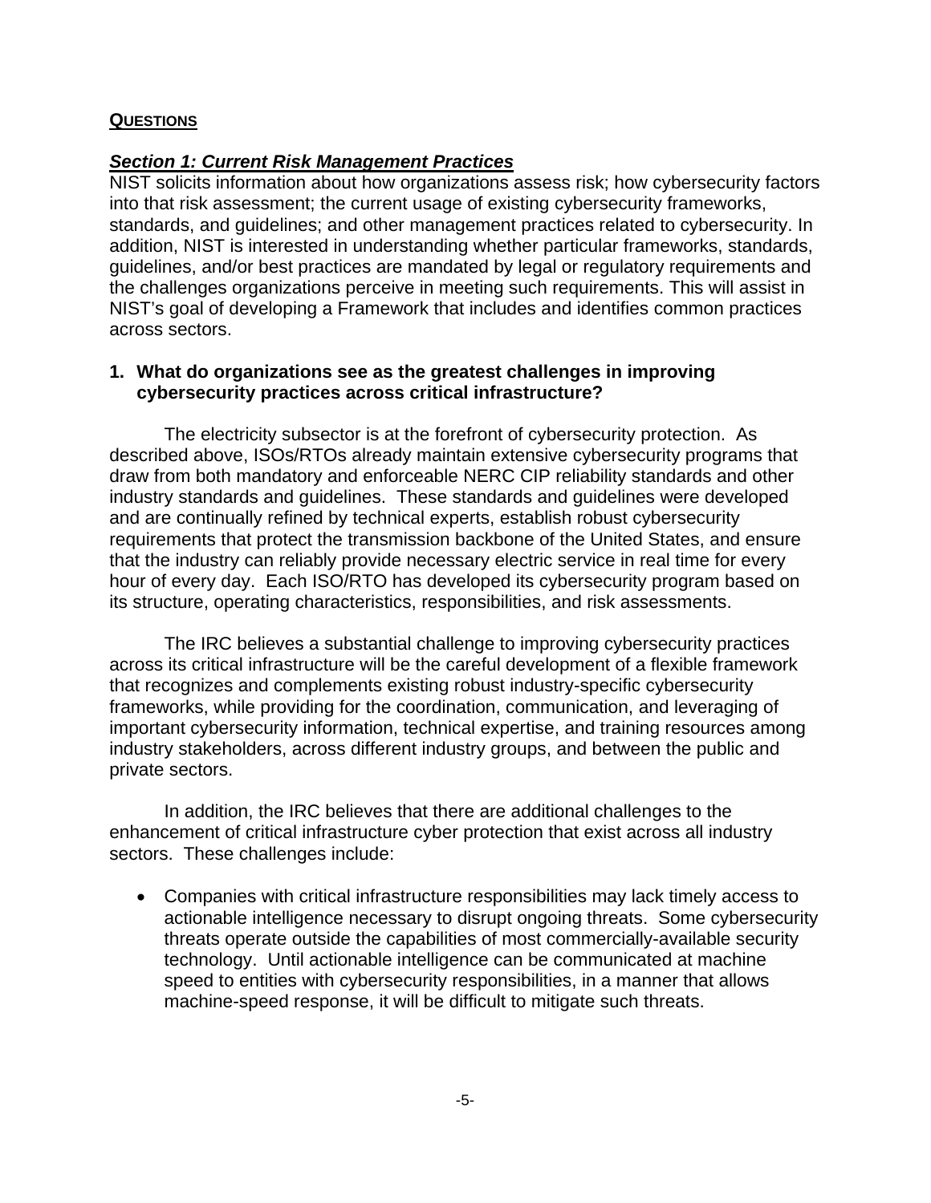## QUESTIONS

### ***Section 1: Current Risk Management Practices***

NIST solicits information about how organizations assess risk; how cybersecurity factors into that risk assessment; the current usage of existing cybersecurity frameworks, standards, and guidelines; and other management practices related to cybersecurity. In addition, NIST is interested in understanding whether particular frameworks, standards, guidelines, and/or best practices are mandated by legal or regulatory requirements and the challenges organizations perceive in meeting such requirements. This will assist in NIST's goal of developing a Framework that includes and identifies common practices across sectors.

**1. What do organizations see as the greatest challenges in improving cybersecurity practices across critical infrastructure?**

The electricity subsector is at the forefront of cybersecurity protection. As described above, ISOs/RTOs already maintain extensive cybersecurity programs that draw from both mandatory and enforceable NERC CIP reliability standards and other industry standards and guidelines. These standards and guidelines were developed and are continually refined by technical experts, establish robust cybersecurity requirements that protect the transmission backbone of the United States, and ensure that the industry can reliably provide necessary electric service in real time for every hour of every day. Each ISO/RTO has developed its cybersecurity program based on its structure, operating characteristics, responsibilities, and risk assessments.

The IRC believes a substantial challenge to improving cybersecurity practices across its critical infrastructure will be the careful development of a flexible framework that recognizes and complements existing robust industry-specific cybersecurity frameworks, while providing for the coordination, communication, and leveraging of important cybersecurity information, technical expertise, and training resources among industry stakeholders, across different industry groups, and between the public and private sectors.

In addition, the IRC believes that there are additional challenges to the enhancement of critical infrastructure cyber protection that exist across all industry sectors. These challenges include:

- Companies with critical infrastructure responsibilities may lack timely access to actionable intelligence necessary to disrupt ongoing threats. Some cybersecurity threats operate outside the capabilities of most commercially-available security technology. Until actionable intelligence can be communicated at machine speed to entities with cybersecurity responsibilities, in a manner that allows machine-speed response, it will be difficult to mitigate such threats.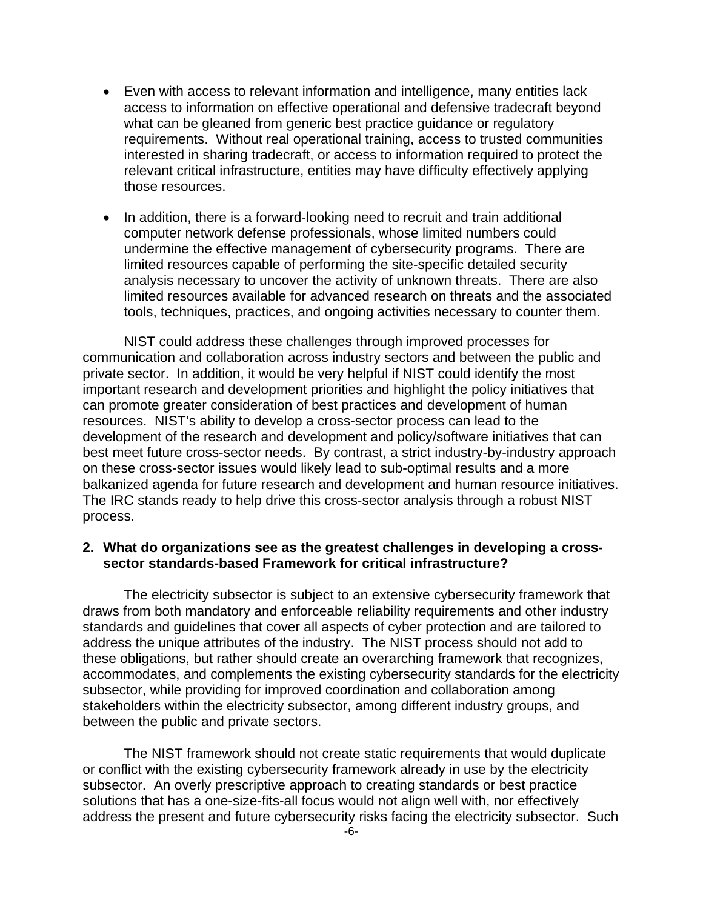- Even with access to relevant information and intelligence, many entities lack access to information on effective operational and defensive tradecraft beyond what can be gleaned from generic best practice guidance or regulatory requirements. Without real operational training, access to trusted communities interested in sharing tradecraft, or access to information required to protect the relevant critical infrastructure, entities may have difficulty effectively applying those resources.

- In addition, there is a forward-looking need to recruit and train additional computer network defense professionals, whose limited numbers could undermine the effective management of cybersecurity programs. There are limited resources capable of performing the site-specific detailed security analysis necessary to uncover the activity of unknown threats. There are also limited resources available for advanced research on threats and the associated tools, techniques, practices, and ongoing activities necessary to counter them.

NIST could address these challenges through improved processes for communication and collaboration across industry sectors and between the public and private sector. In addition, it would be very helpful if NIST could identify the most important research and development priorities and highlight the policy initiatives that can promote greater consideration of best practices and development of human resources. NIST's ability to develop a cross-sector process can lead to the development of the research and development and policy/software initiatives that can best meet future cross-sector needs. By contrast, a strict industry-by-industry approach on these cross-sector issues would likely lead to sub-optimal results and a more balkanized agenda for future research and development and human resource initiatives. The IRC stands ready to help drive this cross-sector analysis through a robust NIST process.

**2. What do organizations see as the greatest challenges in developing a cross-sector standards-based Framework for critical infrastructure?**

The electricity subsector is subject to an extensive cybersecurity framework that draws from both mandatory and enforceable reliability requirements and other industry standards and guidelines that cover all aspects of cyber protection and are tailored to address the unique attributes of the industry. The NIST process should not add to these obligations, but rather should create an overarching framework that recognizes, accommodates, and complements the existing cybersecurity standards for the electricity subsector, while providing for improved coordination and collaboration among stakeholders within the electricity subsector, among different industry groups, and between the public and private sectors.

The NIST framework should not create static requirements that would duplicate or conflict with the existing cybersecurity framework already in use by the electricity subsector. An overly prescriptive approach to creating standards or best practice solutions that has a one-size-fits-all focus would not align well with, nor effectively address the present and future cybersecurity risks facing the electricity subsector. Such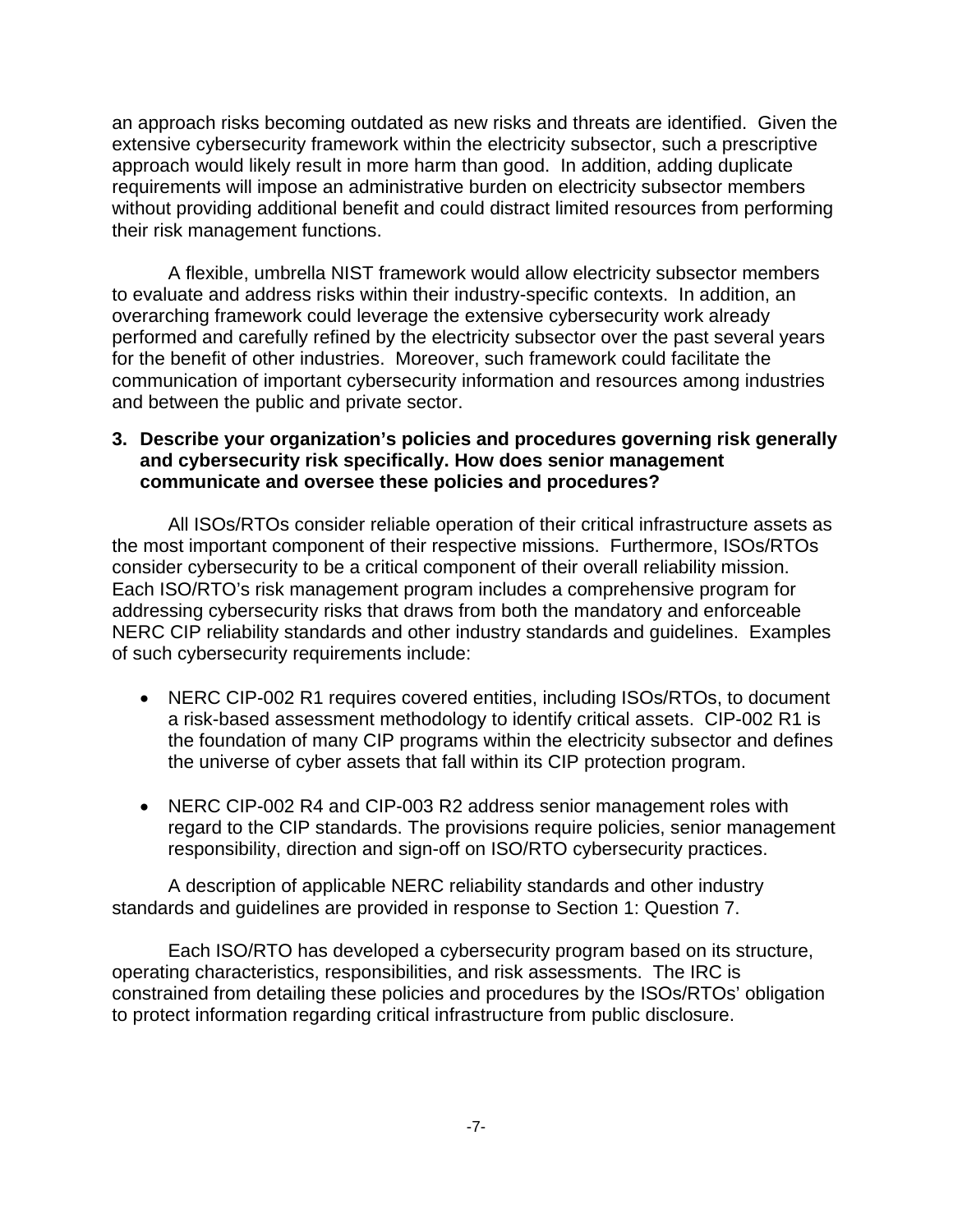an approach risks becoming outdated as new risks and threats are identified. Given the extensive cybersecurity framework within the electricity subsector, such a prescriptive approach would likely result in more harm than good. In addition, adding duplicate requirements will impose an administrative burden on electricity subsector members without providing additional benefit and could distract limited resources from performing their risk management functions.

A flexible, umbrella NIST framework would allow electricity subsector members to evaluate and address risks within their industry-specific contexts. In addition, an overarching framework could leverage the extensive cybersecurity work already performed and carefully refined by the electricity subsector over the past several years for the benefit of other industries. Moreover, such framework could facilitate the communication of important cybersecurity information and resources among industries and between the public and private sector.

**3. Describe your organization's policies and procedures governing risk generally and cybersecurity risk specifically. How does senior management communicate and oversee these policies and procedures?**

All ISOs/RTOs consider reliable operation of their critical infrastructure assets as the most important component of their respective missions. Furthermore, ISOs/RTOs consider cybersecurity to be a critical component of their overall reliability mission. Each ISO/RTO's risk management program includes a comprehensive program for addressing cybersecurity risks that draws from both the mandatory and enforceable NERC CIP reliability standards and other industry standards and guidelines. Examples of such cybersecurity requirements include:

- NERC CIP-002 R1 requires covered entities, including ISOs/RTOs, to document a risk-based assessment methodology to identify critical assets. CIP-002 R1 is the foundation of many CIP programs within the electricity subsector and defines the universe of cyber assets that fall within its CIP protection program.
- NERC CIP-002 R4 and CIP-003 R2 address senior management roles with regard to the CIP standards. The provisions require policies, senior management responsibility, direction and sign-off on ISO/RTO cybersecurity practices.

A description of applicable NERC reliability standards and other industry standards and guidelines are provided in response to Section 1: Question 7.

Each ISO/RTO has developed a cybersecurity program based on its structure, operating characteristics, responsibilities, and risk assessments. The IRC is constrained from detailing these policies and procedures by the ISOs/RTOs' obligation to protect information regarding critical infrastructure from public disclosure.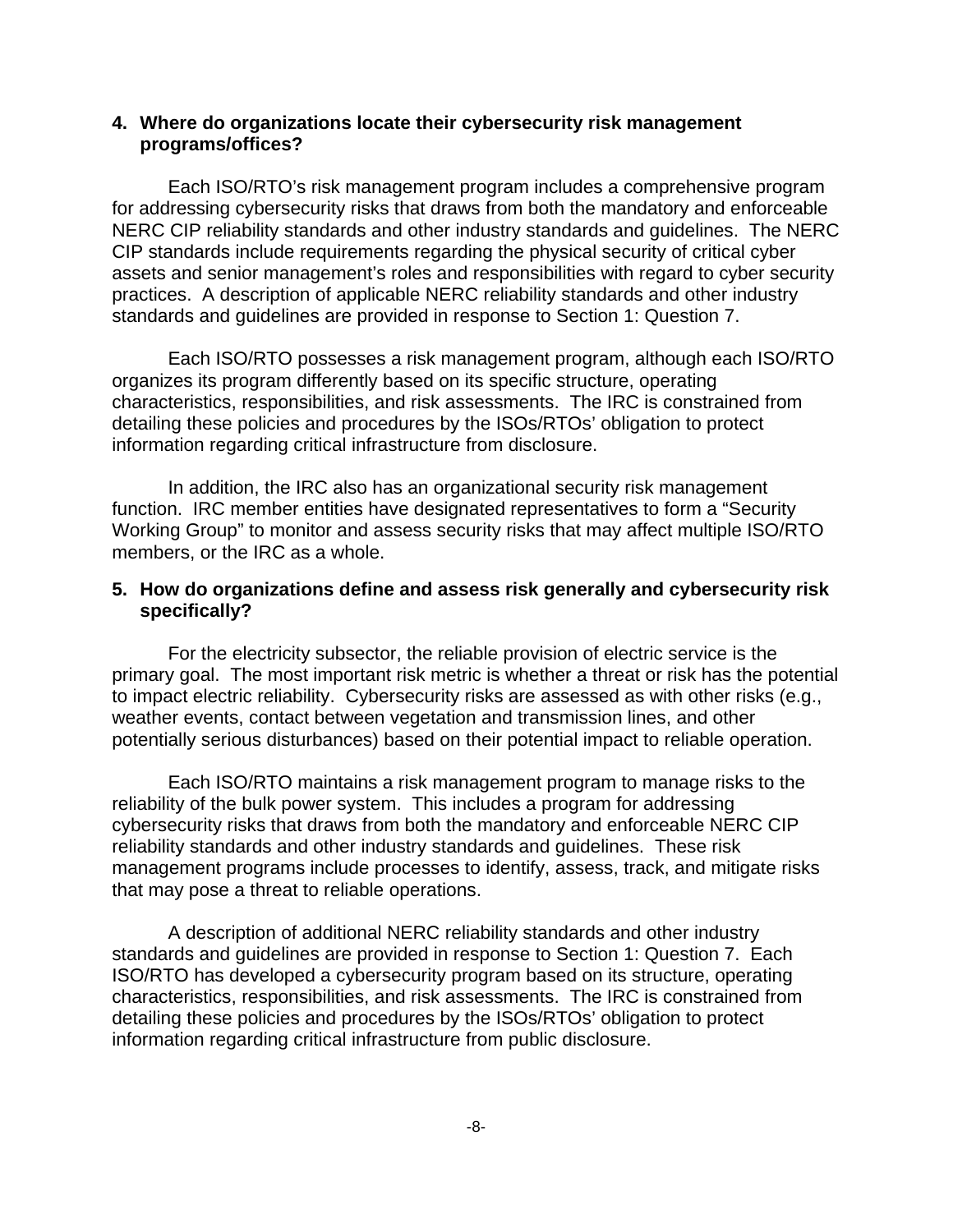**4. Where do organizations locate their cybersecurity risk management programs/offices?**

Each ISO/RTO's risk management program includes a comprehensive program for addressing cybersecurity risks that draws from both the mandatory and enforceable NERC CIP reliability standards and other industry standards and guidelines. The NERC CIP standards include requirements regarding the physical security of critical cyber assets and senior management's roles and responsibilities with regard to cyber security practices. A description of applicable NERC reliability standards and other industry standards and guidelines are provided in response to Section 1: Question 7.

Each ISO/RTO possesses a risk management program, although each ISO/RTO organizes its program differently based on its specific structure, operating characteristics, responsibilities, and risk assessments. The IRC is constrained from detailing these policies and procedures by the ISOs/RTOs' obligation to protect information regarding critical infrastructure from disclosure.

In addition, the IRC also has an organizational security risk management function. IRC member entities have designated representatives to form a "Security Working Group" to monitor and assess security risks that may affect multiple ISO/RTO members, or the IRC as a whole.

**5. How do organizations define and assess risk generally and cybersecurity risk specifically?**

For the electricity subsector, the reliable provision of electric service is the primary goal. The most important risk metric is whether a threat or risk has the potential to impact electric reliability. Cybersecurity risks are assessed as with other risks (e.g., weather events, contact between vegetation and transmission lines, and other potentially serious disturbances) based on their potential impact to reliable operation.

Each ISO/RTO maintains a risk management program to manage risks to the reliability of the bulk power system. This includes a program for addressing cybersecurity risks that draws from both the mandatory and enforceable NERC CIP reliability standards and other industry standards and guidelines. These risk management programs include processes to identify, assess, track, and mitigate risks that may pose a threat to reliable operations.

A description of additional NERC reliability standards and other industry standards and guidelines are provided in response to Section 1: Question 7. Each ISO/RTO has developed a cybersecurity program based on its structure, operating characteristics, responsibilities, and risk assessments. The IRC is constrained from detailing these policies and procedures by the ISOs/RTOs' obligation to protect information regarding critical infrastructure from public disclosure.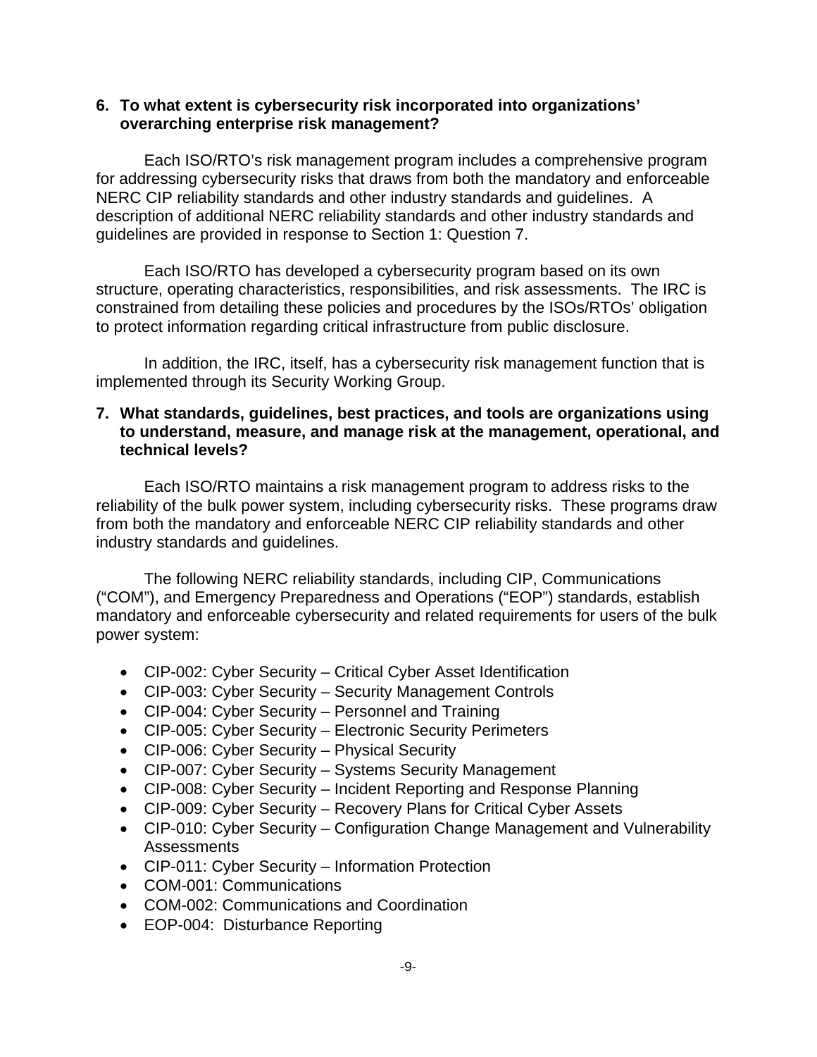**6. To what extent is cybersecurity risk incorporated into organizations' overarching enterprise risk management?**

Each ISO/RTO's risk management program includes a comprehensive program for addressing cybersecurity risks that draws from both the mandatory and enforceable NERC CIP reliability standards and other industry standards and guidelines. A description of additional NERC reliability standards and other industry standards and guidelines are provided in response to Section 1: Question 7.

Each ISO/RTO has developed a cybersecurity program based on its own structure, operating characteristics, responsibilities, and risk assessments. The IRC is constrained from detailing these policies and procedures by the ISOs/RTOs' obligation to protect information regarding critical infrastructure from public disclosure.

In addition, the IRC, itself, has a cybersecurity risk management function that is implemented through its Security Working Group.

**7. What standards, guidelines, best practices, and tools are organizations using to understand, measure, and manage risk at the management, operational, and technical levels?**

Each ISO/RTO maintains a risk management program to address risks to the reliability of the bulk power system, including cybersecurity risks. These programs draw from both the mandatory and enforceable NERC CIP reliability standards and other industry standards and guidelines.

The following NERC reliability standards, including CIP, Communications ("COM"), and Emergency Preparedness and Operations ("EOP") standards, establish mandatory and enforceable cybersecurity and related requirements for users of the bulk power system:

- CIP-002: Cyber Security – Critical Cyber Asset Identification
- CIP-003: Cyber Security – Security Management Controls
- CIP-004: Cyber Security – Personnel and Training
- CIP-005: Cyber Security – Electronic Security Perimeters
- CIP-006: Cyber Security – Physical Security
- CIP-007: Cyber Security – Systems Security Management
- CIP-008: Cyber Security – Incident Reporting and Response Planning
- CIP-009: Cyber Security – Recovery Plans for Critical Cyber Assets
- CIP-010: Cyber Security – Configuration Change Management and Vulnerability Assessments
- CIP-011: Cyber Security – Information Protection
- COM-001: Communications
- COM-002: Communications and Coordination
- EOP-004: Disturbance Reporting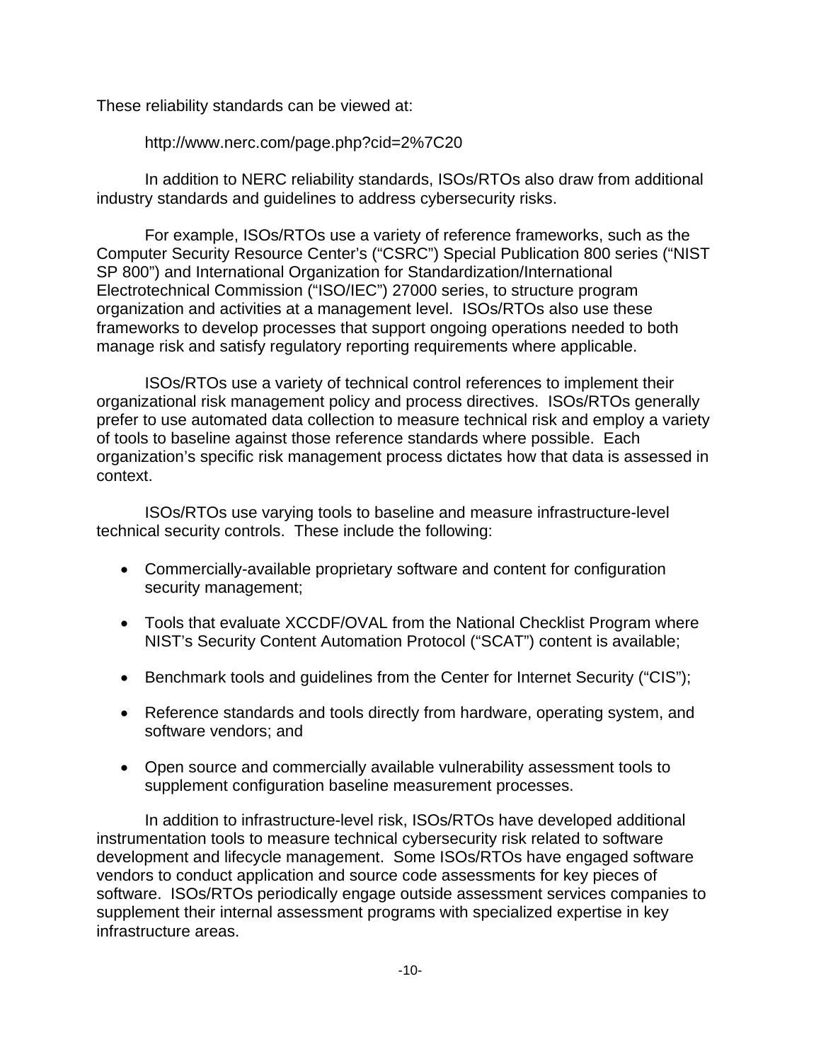These reliability standards can be viewed at:

http://www.nerc.com/page.php?cid=2%7C20

In addition to NERC reliability standards, ISOs/RTOs also draw from additional industry standards and guidelines to address cybersecurity risks.

For example, ISOs/RTOs use a variety of reference frameworks, such as the Computer Security Resource Center's ("CSRC") Special Publication 800 series ("NIST SP 800") and International Organization for Standardization/International Electrotechnical Commission ("ISO/IEC") 27000 series, to structure program organization and activities at a management level. ISOs/RTOs also use these frameworks to develop processes that support ongoing operations needed to both manage risk and satisfy regulatory reporting requirements where applicable.

ISOs/RTOs use a variety of technical control references to implement their organizational risk management policy and process directives. ISOs/RTOs generally prefer to use automated data collection to measure technical risk and employ a variety of tools to baseline against those reference standards where possible. Each organization's specific risk management process dictates how that data is assessed in context.

ISOs/RTOs use varying tools to baseline and measure infrastructure-level technical security controls. These include the following:

- Commercially-available proprietary software and content for configuration security management;
- Tools that evaluate XCCDF/OVAL from the National Checklist Program where NIST's Security Content Automation Protocol ("SCAT") content is available;
- Benchmark tools and guidelines from the Center for Internet Security ("CIS");
- Reference standards and tools directly from hardware, operating system, and software vendors; and
- Open source and commercially available vulnerability assessment tools to supplement configuration baseline measurement processes.

In addition to infrastructure-level risk, ISOs/RTOs have developed additional instrumentation tools to measure technical cybersecurity risk related to software development and lifecycle management. Some ISOs/RTOs have engaged software vendors to conduct application and source code assessments for key pieces of software. ISOs/RTOs periodically engage outside assessment services companies to supplement their internal assessment programs with specialized expertise in key infrastructure areas.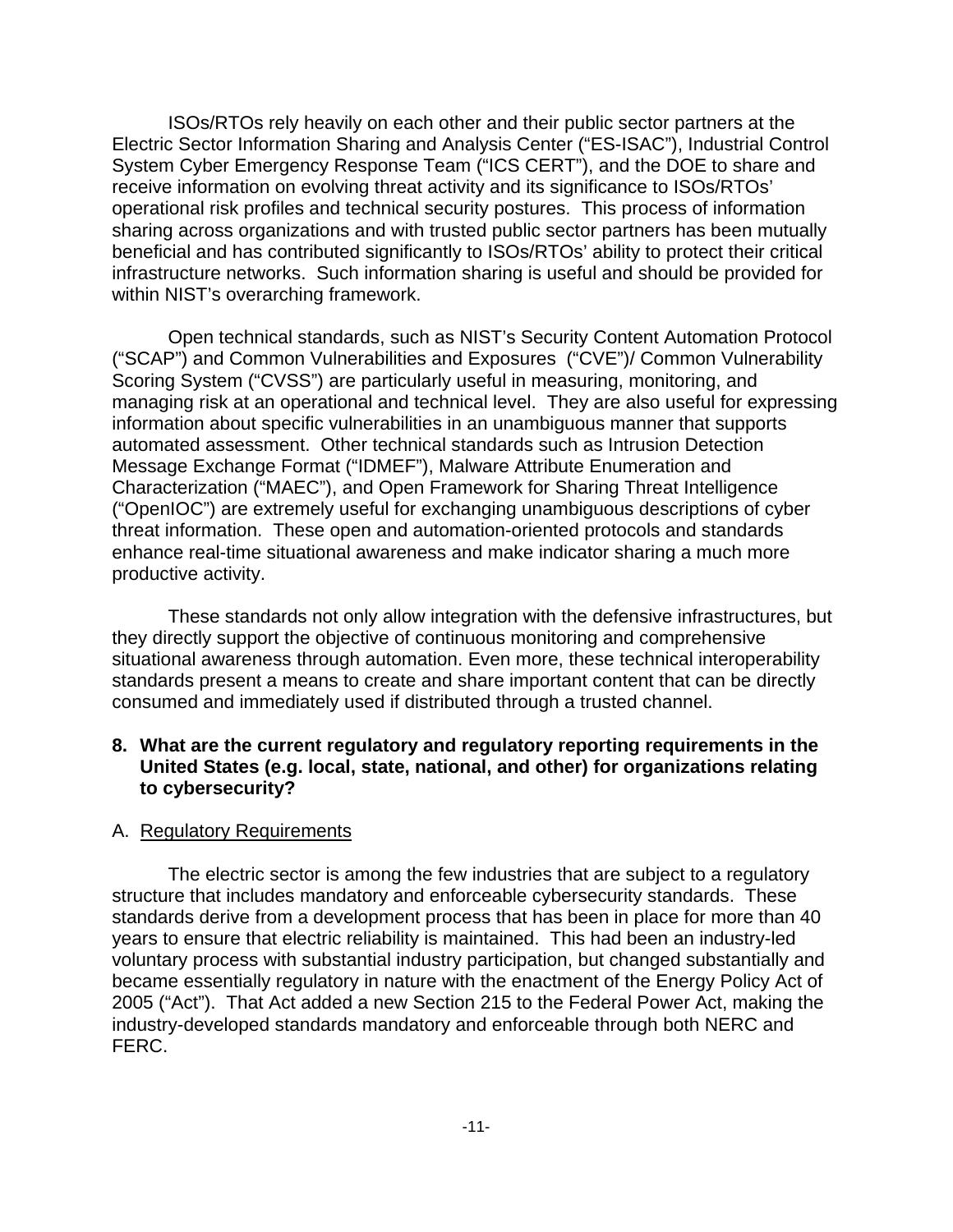ISOs/RTOs rely heavily on each other and their public sector partners at the Electric Sector Information Sharing and Analysis Center ("ES-ISAC"), Industrial Control System Cyber Emergency Response Team ("ICS CERT"), and the DOE to share and receive information on evolving threat activity and its significance to ISOs/RTOs' operational risk profiles and technical security postures. This process of information sharing across organizations and with trusted public sector partners has been mutually beneficial and has contributed significantly to ISOs/RTOs' ability to protect their critical infrastructure networks. Such information sharing is useful and should be provided for within NIST's overarching framework.

Open technical standards, such as NIST's Security Content Automation Protocol ("SCAP") and Common Vulnerabilities and Exposures ("CVE")/ Common Vulnerability Scoring System ("CVSS") are particularly useful in measuring, monitoring, and managing risk at an operational and technical level. They are also useful for expressing information about specific vulnerabilities in an unambiguous manner that supports automated assessment. Other technical standards such as Intrusion Detection Message Exchange Format ("IDMEF"), Malware Attribute Enumeration and Characterization ("MAEC"), and Open Framework for Sharing Threat Intelligence ("OpenIOC") are extremely useful for exchanging unambiguous descriptions of cyber threat information. These open and automation-oriented protocols and standards enhance real-time situational awareness and make indicator sharing a much more productive activity.

These standards not only allow integration with the defensive infrastructures, but they directly support the objective of continuous monitoring and comprehensive situational awareness through automation. Even more, these technical interoperability standards present a means to create and share important content that can be directly consumed and immediately used if distributed through a trusted channel.

**8. What are the current regulatory and regulatory reporting requirements in the United States (e.g. local, state, national, and other) for organizations relating to cybersecurity?**

A. Regulatory Requirements

The electric sector is among the few industries that are subject to a regulatory structure that includes mandatory and enforceable cybersecurity standards. These standards derive from a development process that has been in place for more than 40 years to ensure that electric reliability is maintained. This had been an industry-led voluntary process with substantial industry participation, but changed substantially and became essentially regulatory in nature with the enactment of the Energy Policy Act of 2005 ("Act"). That Act added a new Section 215 to the Federal Power Act, making the industry-developed standards mandatory and enforceable through both NERC and FERC.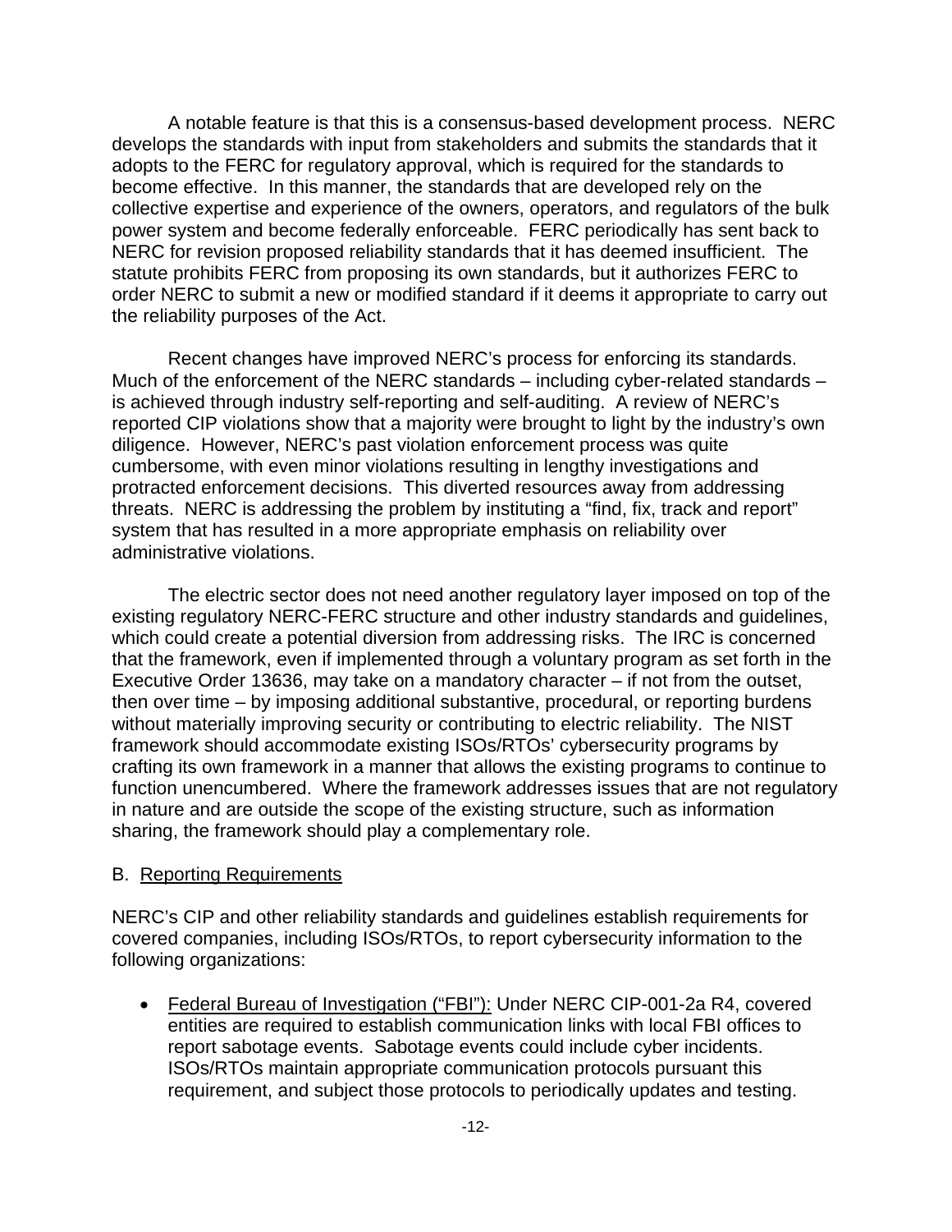A notable feature is that this is a consensus-based development process. NERC develops the standards with input from stakeholders and submits the standards that it adopts to the FERC for regulatory approval, which is required for the standards to become effective. In this manner, the standards that are developed rely on the collective expertise and experience of the owners, operators, and regulators of the bulk power system and become federally enforceable. FERC periodically has sent back to NERC for revision proposed reliability standards that it has deemed insufficient. The statute prohibits FERC from proposing its own standards, but it authorizes FERC to order NERC to submit a new or modified standard if it deems it appropriate to carry out the reliability purposes of the Act.

Recent changes have improved NERC's process for enforcing its standards. Much of the enforcement of the NERC standards – including cyber-related standards – is achieved through industry self-reporting and self-auditing. A review of NERC's reported CIP violations show that a majority were brought to light by the industry's own diligence. However, NERC's past violation enforcement process was quite cumbersome, with even minor violations resulting in lengthy investigations and protracted enforcement decisions. This diverted resources away from addressing threats. NERC is addressing the problem by instituting a "find, fix, track and report" system that has resulted in a more appropriate emphasis on reliability over administrative violations.

The electric sector does not need another regulatory layer imposed on top of the existing regulatory NERC-FERC structure and other industry standards and guidelines, which could create a potential diversion from addressing risks. The IRC is concerned that the framework, even if implemented through a voluntary program as set forth in the Executive Order 13636, may take on a mandatory character – if not from the outset, then over time – by imposing additional substantive, procedural, or reporting burdens without materially improving security or contributing to electric reliability. The NIST framework should accommodate existing ISOs/RTOs' cybersecurity programs by crafting its own framework in a manner that allows the existing programs to continue to function unencumbered. Where the framework addresses issues that are not regulatory in nature and are outside the scope of the existing structure, such as information sharing, the framework should play a complementary role.

B. Reporting Requirements

NERC's CIP and other reliability standards and guidelines establish requirements for covered companies, including ISOs/RTOs, to report cybersecurity information to the following organizations:

- Federal Bureau of Investigation ("FBI"): Under NERC CIP-001-2a R4, covered entities are required to establish communication links with local FBI offices to report sabotage events. Sabotage events could include cyber incidents. ISOs/RTOs maintain appropriate communication protocols pursuant this requirement, and subject those protocols to periodically updates and testing.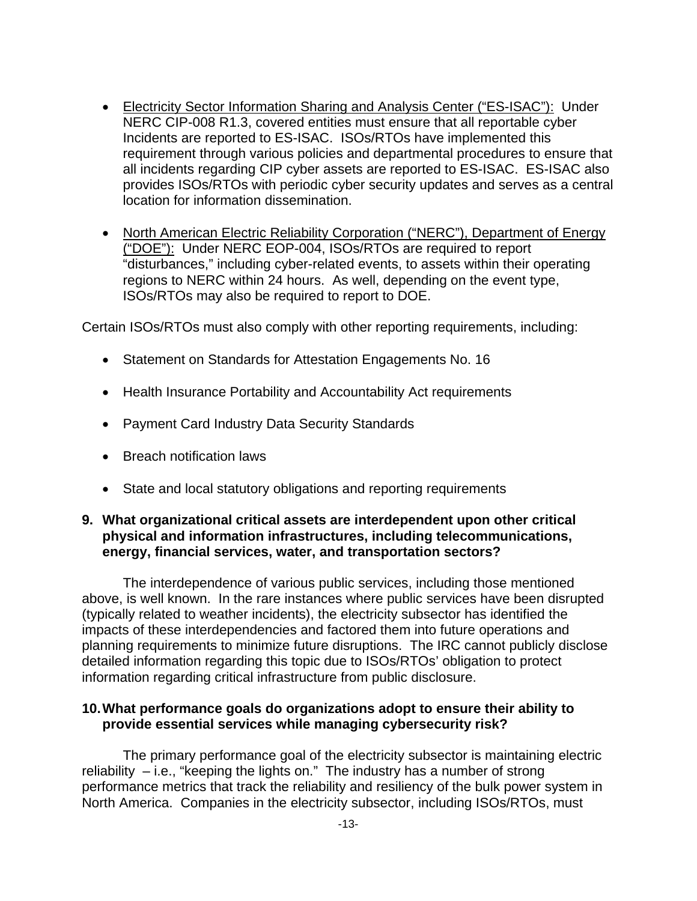- Electricity Sector Information Sharing and Analysis Center (“ES-ISAC”): Under NERC CIP-008 R1.3, covered entities must ensure that all reportable cyber Incidents are reported to ES-ISAC. ISOs/RTOs have implemented this requirement through various policies and departmental procedures to ensure that all incidents regarding CIP cyber assets are reported to ES-ISAC. ES-ISAC also provides ISOs/RTOs with periodic cyber security updates and serves as a central location for information dissemination.

- North American Electric Reliability Corporation (“NERC”), Department of Energy (“DOE”): Under NERC EOP-004, ISOs/RTOs are required to report “disturbances,” including cyber-related events, to assets within their operating regions to NERC within 24 hours. As well, depending on the event type, ISOs/RTOs may also be required to report to DOE.

Certain ISOs/RTOs must also comply with other reporting requirements, including:

- Statement on Standards for Attestation Engagements No. 16
- Health Insurance Portability and Accountability Act requirements
- Payment Card Industry Data Security Standards
- Breach notification laws
- State and local statutory obligations and reporting requirements

**9. What organizational critical assets are interdependent upon other critical physical and information infrastructures, including telecommunications, energy, financial services, water, and transportation sectors?**

The interdependence of various public services, including those mentioned above, is well known. In the rare instances where public services have been disrupted (typically related to weather incidents), the electricity subsector has identified the impacts of these interdependencies and factored them into future operations and planning requirements to minimize future disruptions. The IRC cannot publicly disclose detailed information regarding this topic due to ISOs/RTOs’ obligation to protect information regarding critical infrastructure from public disclosure.

**10. What performance goals do organizations adopt to ensure their ability to provide essential services while managing cybersecurity risk?**

The primary performance goal of the electricity subsector is maintaining electric reliability – i.e., “keeping the lights on.” The industry has a number of strong performance metrics that track the reliability and resiliency of the bulk power system in North America. Companies in the electricity subsector, including ISOs/RTOs, must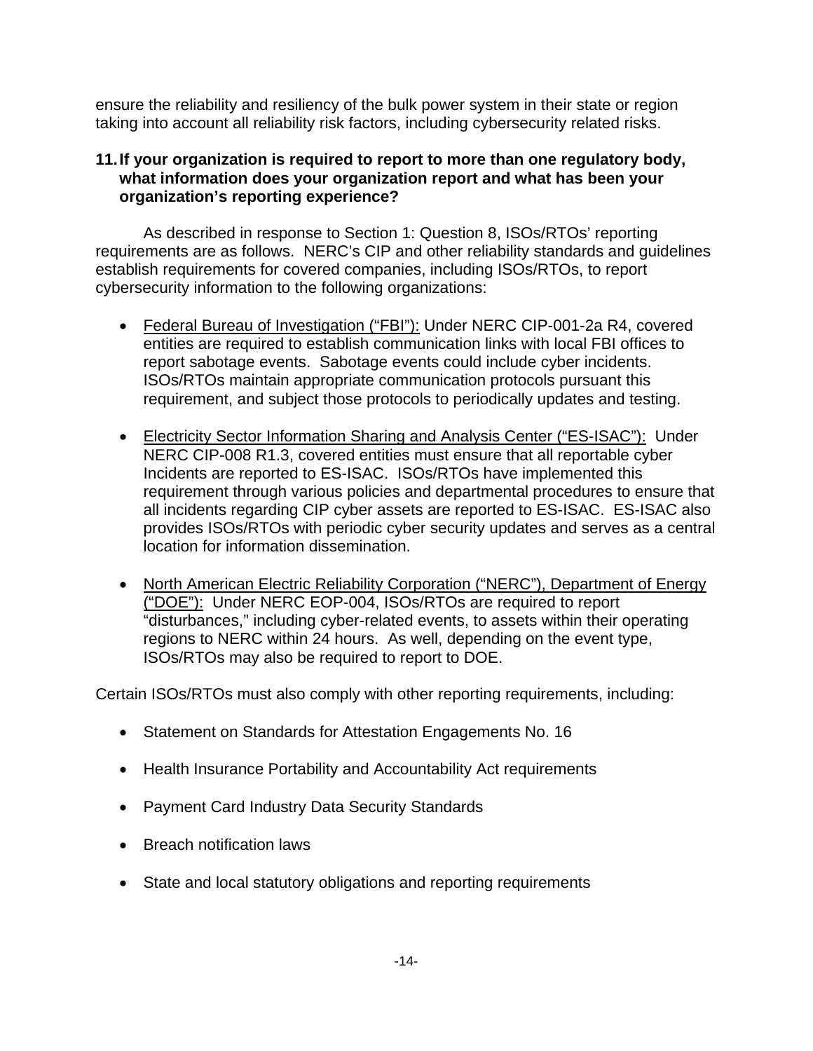ensure the reliability and resiliency of the bulk power system in their state or region taking into account all reliability risk factors, including cybersecurity related risks.

**11. If your organization is required to report to more than one regulatory body, what information does your organization report and what has been your organization's reporting experience?**

As described in response to Section 1: Question 8, ISOs/RTOs' reporting requirements are as follows. NERC's CIP and other reliability standards and guidelines establish requirements for covered companies, including ISOs/RTOs, to report cybersecurity information to the following organizations:

- <u>Federal Bureau of Investigation ("FBI"):</u> Under NERC CIP-001-2a R4, covered entities are required to establish communication links with local FBI offices to report sabotage events. Sabotage events could include cyber incidents. ISOs/RTOs maintain appropriate communication protocols pursuant this requirement, and subject those protocols to periodically updates and testing.

- <u>Electricity Sector Information Sharing and Analysis Center ("ES-ISAC"):</u> Under NERC CIP-008 R1.3, covered entities must ensure that all reportable cyber Incidents are reported to ES-ISAC. ISOs/RTOs have implemented this requirement through various policies and departmental procedures to ensure that all incidents regarding CIP cyber assets are reported to ES-ISAC. ES-ISAC also provides ISOs/RTOs with periodic cyber security updates and serves as a central location for information dissemination.

- <u>North American Electric Reliability Corporation ("NERC"), Department of Energy ("DOE"):</u> Under NERC EOP-004, ISOs/RTOs are required to report "disturbances," including cyber-related events, to assets within their operating regions to NERC within 24 hours. As well, depending on the event type, ISOs/RTOs may also be required to report to DOE.

Certain ISOs/RTOs must also comply with other reporting requirements, including:

- Statement on Standards for Attestation Engagements No. 16

- Health Insurance Portability and Accountability Act requirements

- Payment Card Industry Data Security Standards

- Breach notification laws

- State and local statutory obligations and reporting requirements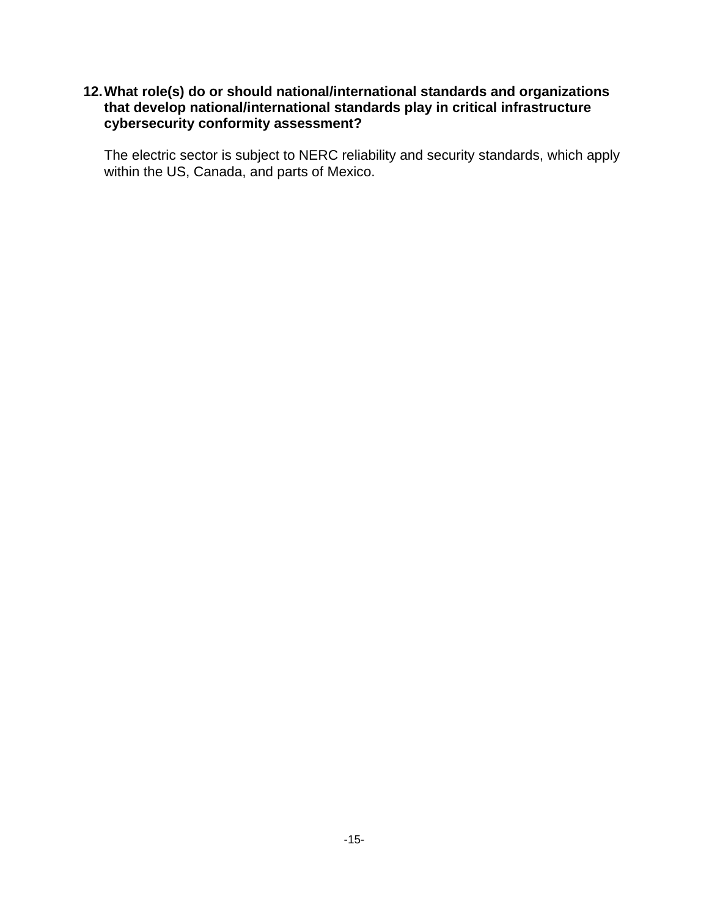12. **What role(s) do or should national/international standards and organizations that develop national/international standards play in critical infrastructure cybersecurity conformity assessment?**

    The electric sector is subject to NERC reliability and security standards, which apply within the US, Canada, and parts of Mexico.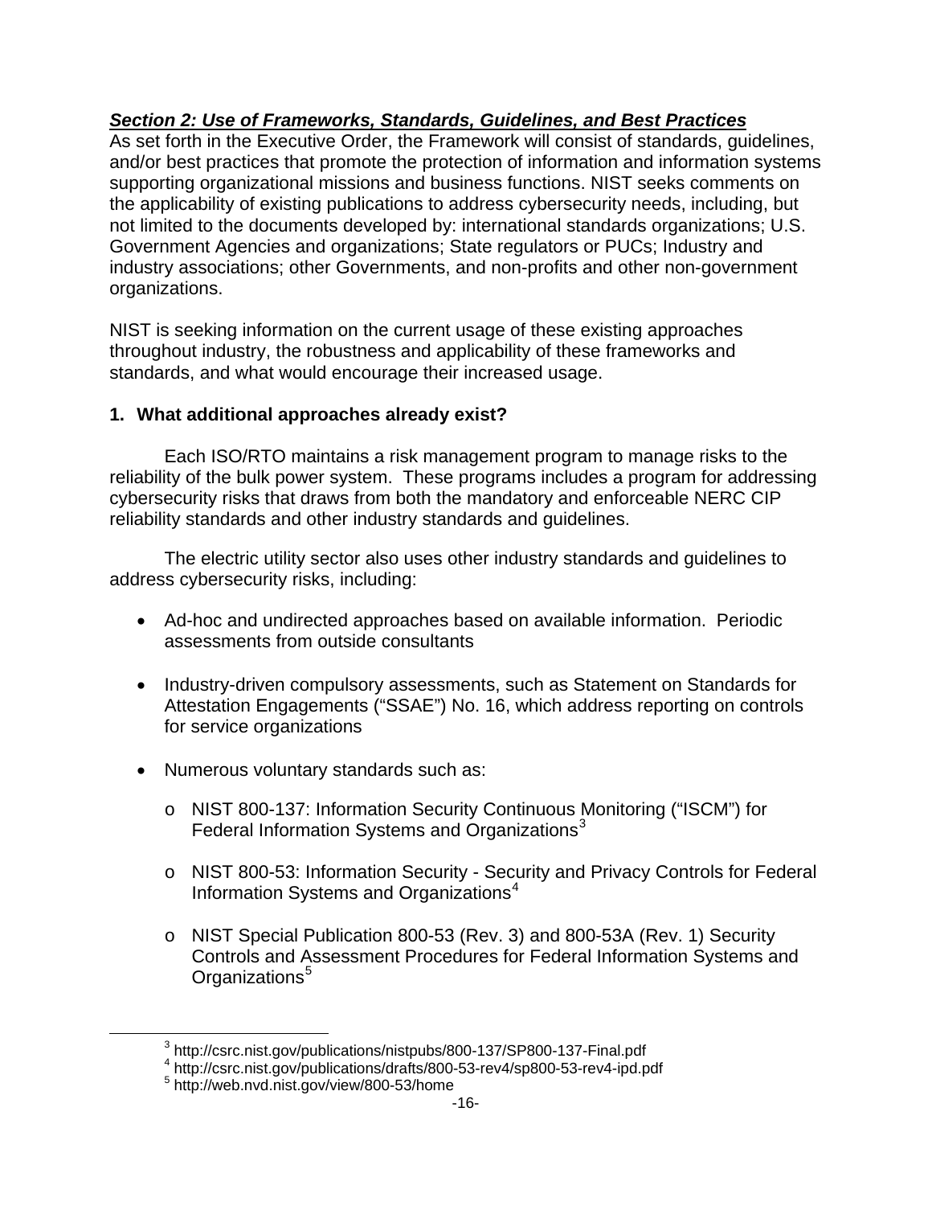***Section 2: Use of Frameworks, Standards, Guidelines, and Best Practices***

As set forth in the Executive Order, the Framework will consist of standards, guidelines, and/or best practices that promote the protection of information and information systems supporting organizational missions and business functions. NIST seeks comments on the applicability of existing publications to address cybersecurity needs, including, but not limited to the documents developed by: international standards organizations; U.S. Government Agencies and organizations; State regulators or PUCs; Industry and industry associations; other Governments, and non-profits and other non-government organizations.

NIST is seeking information on the current usage of these existing approaches throughout industry, the robustness and applicability of these frameworks and standards, and what would encourage their increased usage.

**1. What additional approaches already exist?**

Each ISO/RTO maintains a risk management program to manage risks to the reliability of the bulk power system. These programs includes a program for addressing cybersecurity risks that draws from both the mandatory and enforceable NERC CIP reliability standards and other industry standards and guidelines.

The electric utility sector also uses other industry standards and guidelines to address cybersecurity risks, including:

- Ad-hoc and undirected approaches based on available information. Periodic assessments from outside consultants
- Industry-driven compulsory assessments, such as Statement on Standards for Attestation Engagements ("SSAE") No. 16, which address reporting on controls for service organizations
- Numerous voluntary standards such as:
  - NIST 800-137: Information Security Continuous Monitoring ("ISCM") for Federal Information Systems and Organizations[3]
  - NIST 800-53: Information Security - Security and Privacy Controls for Federal Information Systems and Organizations[4]
  - NIST Special Publication 800-53 (Rev. 3) and 800-53A (Rev. 1) Security Controls and Assessment Procedures for Federal Information Systems and Organizations[5]

---

[3] http://csrc.nist.gov/publications/nistpubs/800-137/SP800-137-Final.pdf

[4] http://csrc.nist.gov/publications/drafts/800-53-rev4/sp800-53-rev4-ipd.pdf

[5] http://web.nvd.nist.gov/view/800-53/home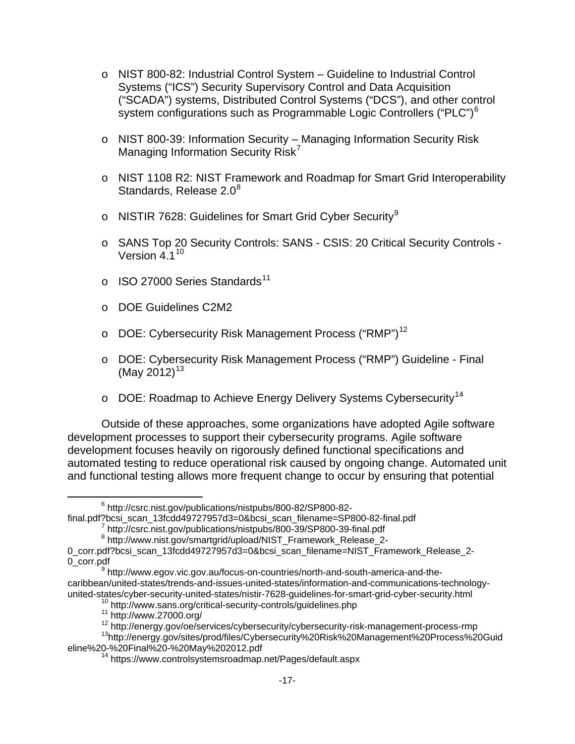- NIST 800-82: Industrial Control System – Guideline to Industrial Control Systems ("ICS") Security Supervisory Control and Data Acquisition ("SCADA") systems, Distributed Control Systems ("DCS"), and other control system configurations such as Programmable Logic Controllers ("PLC")[6]

- NIST 800-39: Information Security – Managing Information Security Risk Managing Information Security Risk[7]

- NIST 1108 R2: NIST Framework and Roadmap for Smart Grid Interoperability Standards, Release 2.0[8]

- NISTIR 7628: Guidelines for Smart Grid Cyber Security[9]

- SANS Top 20 Security Controls: SANS - CSIS: 20 Critical Security Controls - Version 4.1[10]

- ISO 27000 Series Standards[11]

- DOE Guidelines C2M2

- DOE: Cybersecurity Risk Management Process ("RMP")[12]

- DOE: Cybersecurity Risk Management Process ("RMP") Guideline - Final (May 2012)[13]

- DOE: Roadmap to Achieve Energy Delivery Systems Cybersecurity[14]

Outside of these approaches, some organizations have adopted Agile software development processes to support their cybersecurity programs. Agile software development focuses heavily on rigorously defined functional specifications and automated testing to reduce operational risk caused by ongoing change. Automated unit and functional testing allows more frequent change to occur by ensuring that potential

---

[6] http://csrc.nist.gov/publications/nistpubs/800-82/SP800-82-final.pdf?bcsi_scan_13fcdd49727957d3=0&bcsi_scan_filename=SP800-82-final.pdf

[7] http://csrc.nist.gov/publications/nistpubs/800-39/SP800-39-final.pdf

[8] http://www.nist.gov/smartgrid/upload/NIST_Framework_Release_2-0_corr.pdf?bcsi_scan_13fcdd49727957d3=0&bcsi_scan_filename=NIST_Framework_Release_2-0_corr.pdf

[9] http://www.egov.vic.gov.au/focus-on-countries/north-and-south-america-and-the-caribbean/united-states/trends-and-issues-united-states/information-and-communications-technology-united-states/cyber-security-united-states/nistir-7628-guidelines-for-smart-grid-cyber-security.html

[10] http://www.sans.org/critical-security-controls/guidelines.php

[11] http://www.27000.org/

[12] http://energy.gov/oe/services/cybersecurity/cybersecurity-risk-management-process-rmp

[13] http://energy.gov/sites/prod/files/Cybersecurity%20Risk%20Management%20Process%20Guideline%20-%20Final%20-%20May%202012.pdf

[14] https://www.controlsystemsroadmap.net/Pages/default.aspx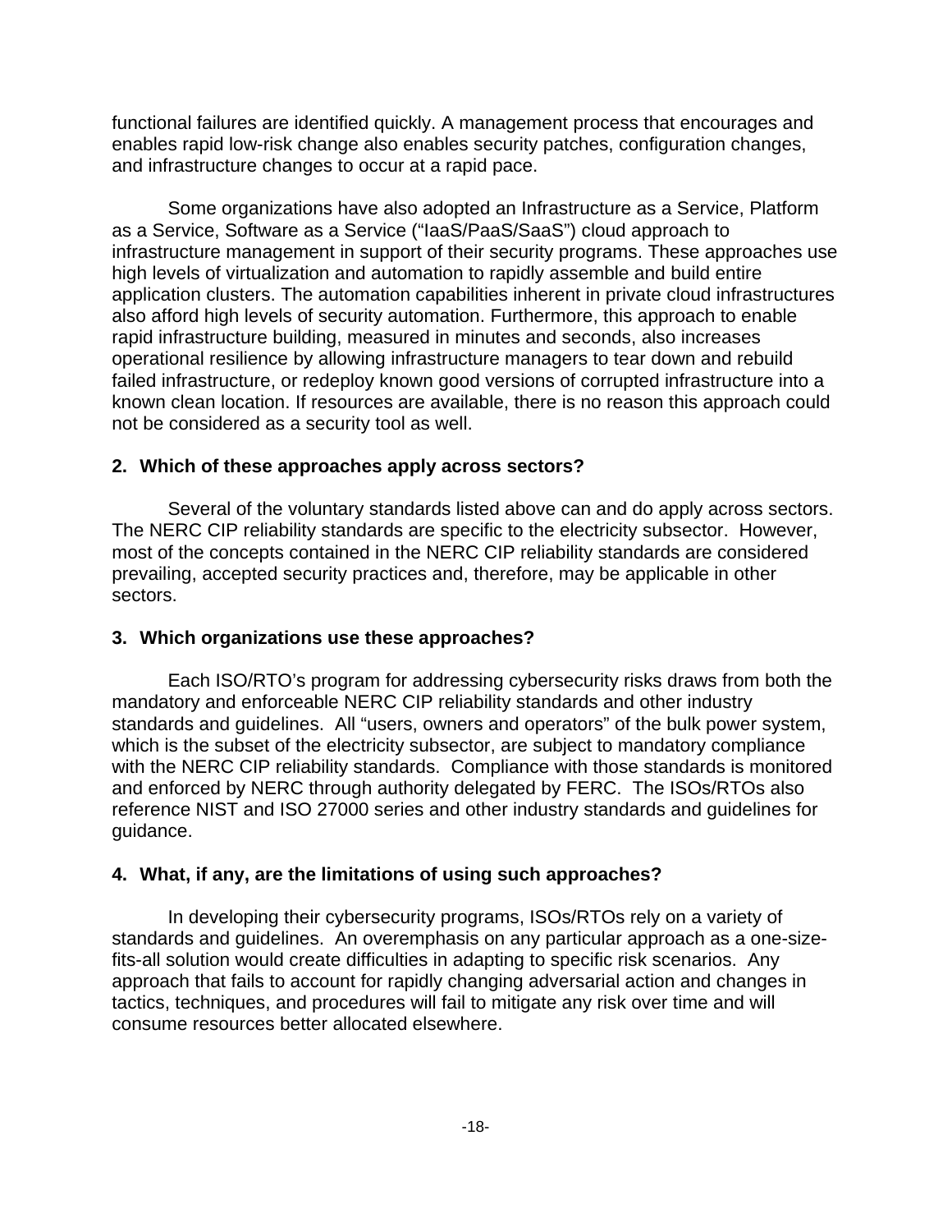functional failures are identified quickly. A management process that encourages and enables rapid low-risk change also enables security patches, configuration changes, and infrastructure changes to occur at a rapid pace.

Some organizations have also adopted an Infrastructure as a Service, Platform as a Service, Software as a Service ("IaaS/PaaS/SaaS") cloud approach to infrastructure management in support of their security programs. These approaches use high levels of virtualization and automation to rapidly assemble and build entire application clusters. The automation capabilities inherent in private cloud infrastructures also afford high levels of security automation. Furthermore, this approach to enable rapid infrastructure building, measured in minutes and seconds, also increases operational resilience by allowing infrastructure managers to tear down and rebuild failed infrastructure, or redeploy known good versions of corrupted infrastructure into a known clean location. If resources are available, there is no reason this approach could not be considered as a security tool as well.

**2. Which of these approaches apply across sectors?**

Several of the voluntary standards listed above can and do apply across sectors. The NERC CIP reliability standards are specific to the electricity subsector. However, most of the concepts contained in the NERC CIP reliability standards are considered prevailing, accepted security practices and, therefore, may be applicable in other sectors.

**3. Which organizations use these approaches?**

Each ISO/RTO's program for addressing cybersecurity risks draws from both the mandatory and enforceable NERC CIP reliability standards and other industry standards and guidelines. All "users, owners and operators" of the bulk power system, which is the subset of the electricity subsector, are subject to mandatory compliance with the NERC CIP reliability standards. Compliance with those standards is monitored and enforced by NERC through authority delegated by FERC. The ISOs/RTOs also reference NIST and ISO 27000 series and other industry standards and guidelines for guidance.

**4. What, if any, are the limitations of using such approaches?**

In developing their cybersecurity programs, ISOs/RTOs rely on a variety of standards and guidelines. An overemphasis on any particular approach as a one-size-fits-all solution would create difficulties in adapting to specific risk scenarios. Any approach that fails to account for rapidly changing adversarial action and changes in tactics, techniques, and procedures will fail to mitigate any risk over time and will consume resources better allocated elsewhere.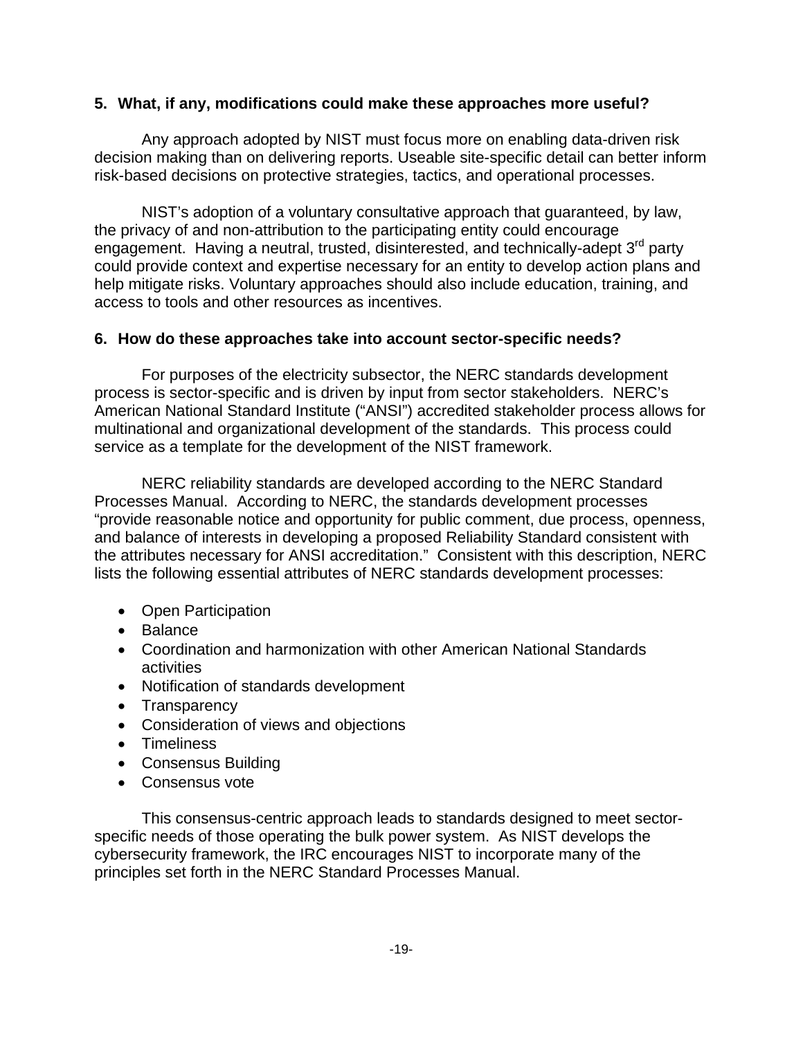**5. What, if any, modifications could make these approaches more useful?**

Any approach adopted by NIST must focus more on enabling data-driven risk decision making than on delivering reports. Useable site-specific detail can better inform risk-based decisions on protective strategies, tactics, and operational processes.

NIST's adoption of a voluntary consultative approach that guaranteed, by law, the privacy of and non-attribution to the participating entity could encourage engagement. Having a neutral, trusted, disinterested, and technically-adept 3rd party could provide context and expertise necessary for an entity to develop action plans and help mitigate risks. Voluntary approaches should also include education, training, and access to tools and other resources as incentives.

**6. How do these approaches take into account sector-specific needs?**

For purposes of the electricity subsector, the NERC standards development process is sector-specific and is driven by input from sector stakeholders. NERC's American National Standard Institute ("ANSI") accredited stakeholder process allows for multinational and organizational development of the standards. This process could service as a template for the development of the NIST framework.

NERC reliability standards are developed according to the NERC Standard Processes Manual. According to NERC, the standards development processes "provide reasonable notice and opportunity for public comment, due process, openness, and balance of interests in developing a proposed Reliability Standard consistent with the attributes necessary for ANSI accreditation." Consistent with this description, NERC lists the following essential attributes of NERC standards development processes:

- Open Participation
- Balance
- Coordination and harmonization with other American National Standards activities
- Notification of standards development
- Transparency
- Consideration of views and objections
- Timeliness
- Consensus Building
- Consensus vote

This consensus-centric approach leads to standards designed to meet sector-specific needs of those operating the bulk power system. As NIST develops the cybersecurity framework, the IRC encourages NIST to incorporate many of the principles set forth in the NERC Standard Processes Manual.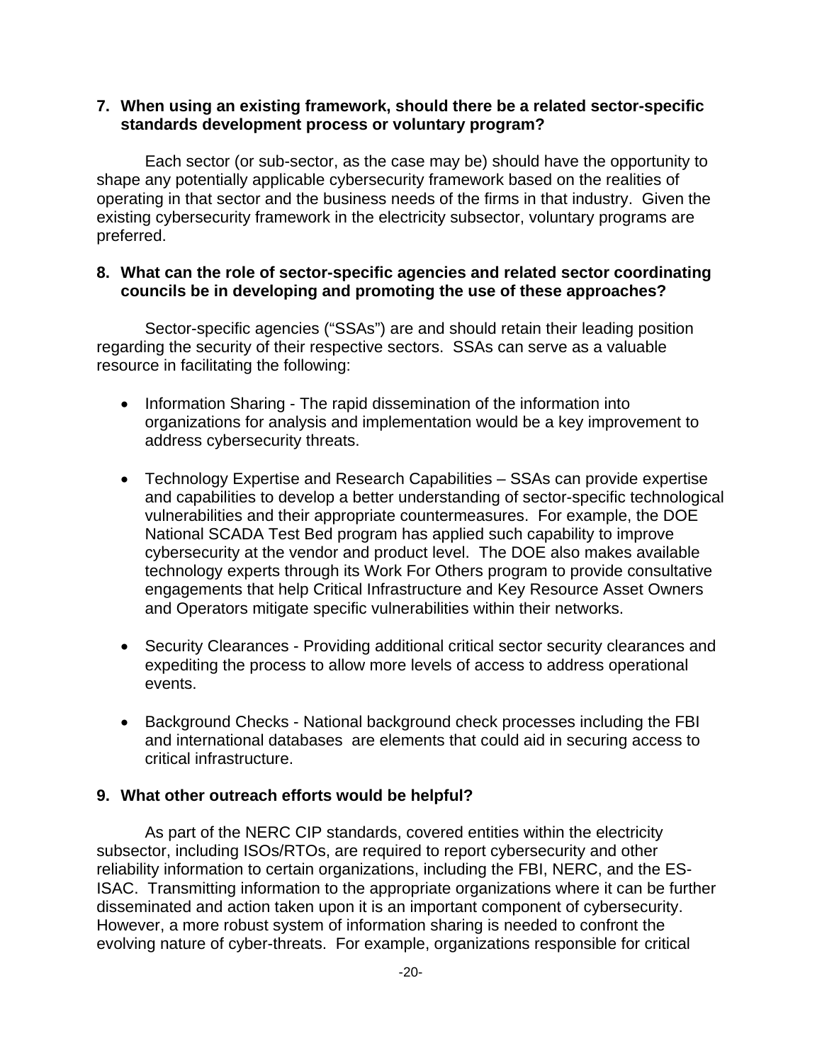**7. When using an existing framework, should there be a related sector-specific standards development process or voluntary program?**

Each sector (or sub-sector, as the case may be) should have the opportunity to shape any potentially applicable cybersecurity framework based on the realities of operating in that sector and the business needs of the firms in that industry. Given the existing cybersecurity framework in the electricity subsector, voluntary programs are preferred.

**8. What can the role of sector-specific agencies and related sector coordinating councils be in developing and promoting the use of these approaches?**

Sector-specific agencies ("SSAs") are and should retain their leading position regarding the security of their respective sectors. SSAs can serve as a valuable resource in facilitating the following:

- Information Sharing - The rapid dissemination of the information into organizations for analysis and implementation would be a key improvement to address cybersecurity threats.

- Technology Expertise and Research Capabilities – SSAs can provide expertise and capabilities to develop a better understanding of sector-specific technological vulnerabilities and their appropriate countermeasures. For example, the DOE National SCADA Test Bed program has applied such capability to improve cybersecurity at the vendor and product level. The DOE also makes available technology experts through its Work For Others program to provide consultative engagements that help Critical Infrastructure and Key Resource Asset Owners and Operators mitigate specific vulnerabilities within their networks.

- Security Clearances - Providing additional critical sector security clearances and expediting the process to allow more levels of access to address operational events.

- Background Checks - National background check processes including the FBI and international databases are elements that could aid in securing access to critical infrastructure.

**9. What other outreach efforts would be helpful?**

As part of the NERC CIP standards, covered entities within the electricity subsector, including ISOs/RTOs, are required to report cybersecurity and other reliability information to certain organizations, including the FBI, NERC, and the ES-ISAC. Transmitting information to the appropriate organizations where it can be further disseminated and action taken upon it is an important component of cybersecurity. However, a more robust system of information sharing is needed to confront the evolving nature of cyber-threats. For example, organizations responsible for critical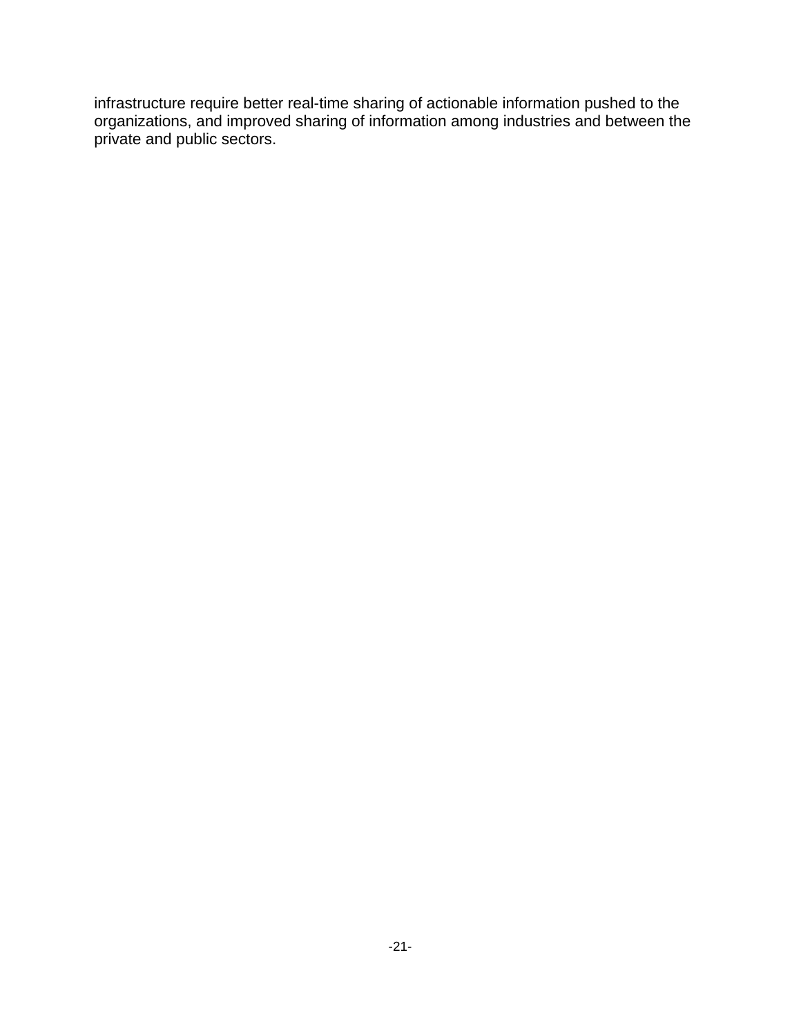infrastructure require better real-time sharing of actionable information pushed to the organizations, and improved sharing of information among industries and between the private and public sectors.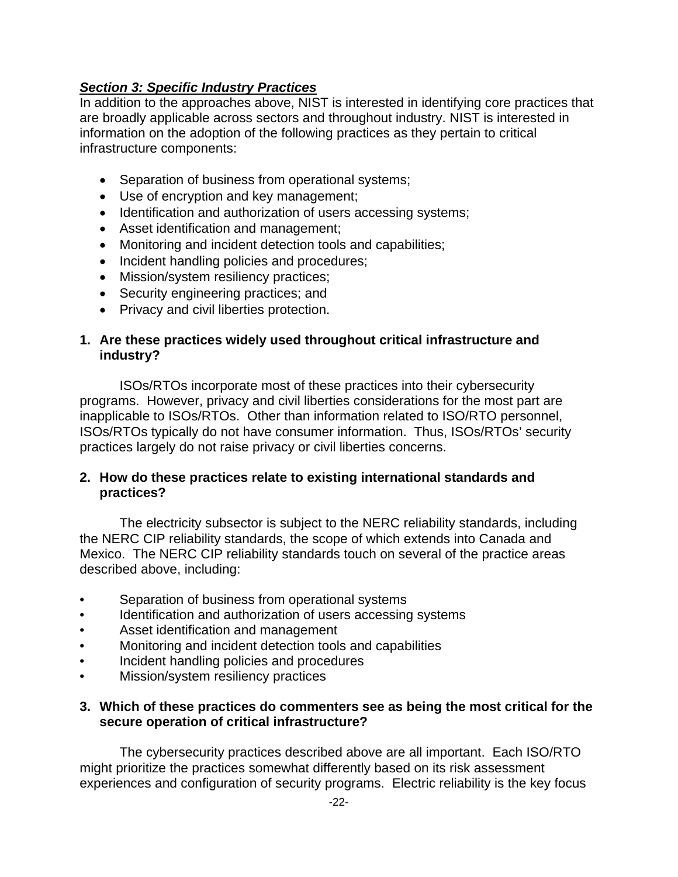***Section 3: Specific Industry Practices***

In addition to the approaches above, NIST is interested in identifying core practices that are broadly applicable across sectors and throughout industry. NIST is interested in information on the adoption of the following practices as they pertain to critical infrastructure components:

- Separation of business from operational systems;
- Use of encryption and key management;
- Identification and authorization of users accessing systems;
- Asset identification and management;
- Monitoring and incident detection tools and capabilities;
- Incident handling policies and procedures;
- Mission/system resiliency practices;
- Security engineering practices; and
- Privacy and civil liberties protection.

**1. Are these practices widely used throughout critical infrastructure and industry?**

ISOs/RTOs incorporate most of these practices into their cybersecurity programs. However, privacy and civil liberties considerations for the most part are inapplicable to ISOs/RTOs. Other than information related to ISO/RTO personnel, ISOs/RTOs typically do not have consumer information. Thus, ISOs/RTOs' security practices largely do not raise privacy or civil liberties concerns.

**2. How do these practices relate to existing international standards and practices?**

The electricity subsector is subject to the NERC reliability standards, including the NERC CIP reliability standards, the scope of which extends into Canada and Mexico. The NERC CIP reliability standards touch on several of the practice areas described above, including:

- Separation of business from operational systems
- Identification and authorization of users accessing systems
- Asset identification and management
- Monitoring and incident detection tools and capabilities
- Incident handling policies and procedures
- Mission/system resiliency practices

**3. Which of these practices do commenters see as being the most critical for the secure operation of critical infrastructure?**

The cybersecurity practices described above are all important. Each ISO/RTO might prioritize the practices somewhat differently based on its risk assessment experiences and configuration of security programs. Electric reliability is the key focus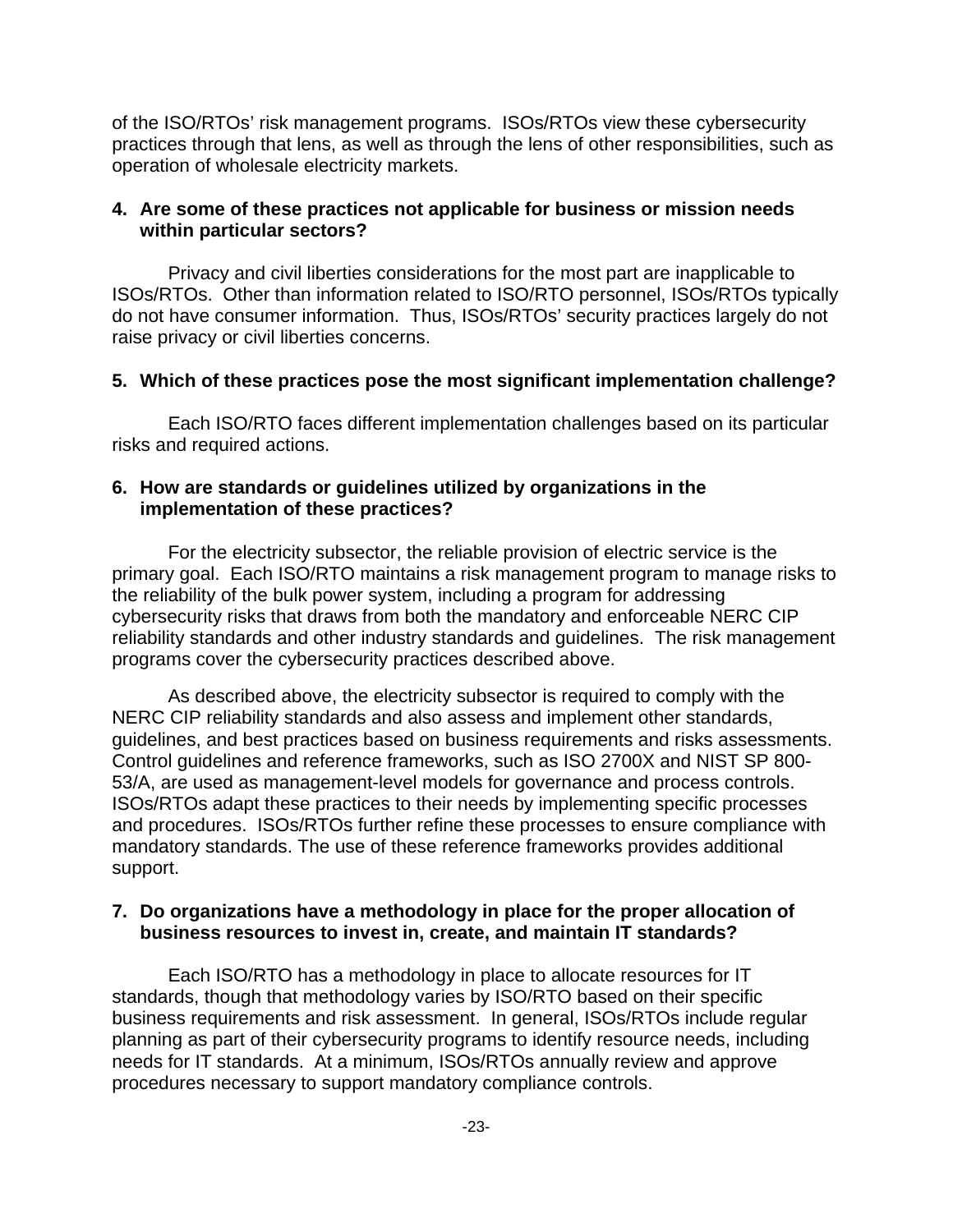of the ISO/RTOs' risk management programs.  ISOs/RTOs view these cybersecurity practices through that lens, as well as through the lens of other responsibilities, such as operation of wholesale electricity markets.

**4. Are some of these practices not applicable for business or mission needs within particular sectors?**

Privacy and civil liberties considerations for the most part are inapplicable to ISOs/RTOs.  Other than information related to ISO/RTO personnel, ISOs/RTOs typically do not have consumer information.  Thus, ISOs/RTOs' security practices largely do not raise privacy or civil liberties concerns.

**5. Which of these practices pose the most significant implementation challenge?**

Each ISO/RTO faces different implementation challenges based on its particular risks and required actions.

**6. How are standards or guidelines utilized by organizations in the implementation of these practices?**

For the electricity subsector, the reliable provision of electric service is the primary goal.  Each ISO/RTO maintains a risk management program to manage risks to the reliability of the bulk power system, including a program for addressing cybersecurity risks that draws from both the mandatory and enforceable NERC CIP reliability standards and other industry standards and guidelines.  The risk management programs cover the cybersecurity practices described above.

As described above, the electricity subsector is required to comply with the NERC CIP reliability standards and also assess and implement other standards, guidelines, and best practices based on business requirements and risks assessments.  Control guidelines and reference frameworks, such as ISO 2700X and NIST SP 800-53/A, are used as management-level models for governance and process controls.  ISOs/RTOs adapt these practices to their needs by implementing specific processes and procedures.  ISOs/RTOs further refine these processes to ensure compliance with mandatory standards. The use of these reference frameworks provides additional support.

**7. Do organizations have a methodology in place for the proper allocation of business resources to invest in, create, and maintain IT standards?**

Each ISO/RTO has a methodology in place to allocate resources for IT standards, though that methodology varies by ISO/RTO based on their specific business requirements and risk assessment.  In general, ISOs/RTOs include regular planning as part of their cybersecurity programs to identify resource needs, including needs for IT standards.  At a minimum, ISOs/RTOs annually review and approve procedures necessary to support mandatory compliance controls.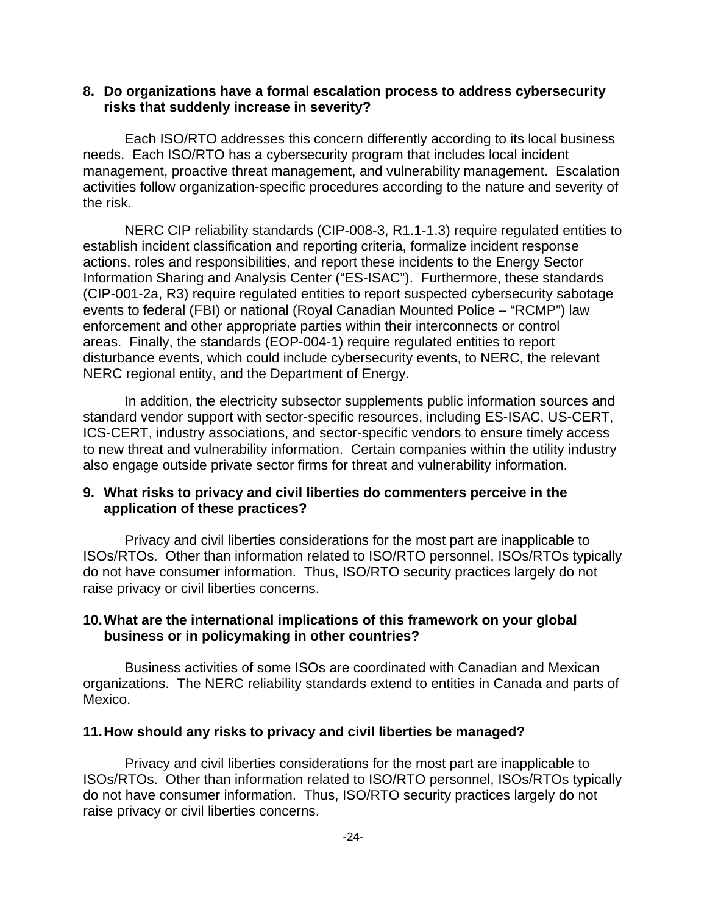**8. Do organizations have a formal escalation process to address cybersecurity risks that suddenly increase in severity?**

Each ISO/RTO addresses this concern differently according to its local business needs. Each ISO/RTO has a cybersecurity program that includes local incident management, proactive threat management, and vulnerability management. Escalation activities follow organization-specific procedures according to the nature and severity of the risk.

NERC CIP reliability standards (CIP-008-3, R1.1-1.3) require regulated entities to establish incident classification and reporting criteria, formalize incident response actions, roles and responsibilities, and report these incidents to the Energy Sector Information Sharing and Analysis Center ("ES-ISAC"). Furthermore, these standards (CIP-001-2a, R3) require regulated entities to report suspected cybersecurity sabotage events to federal (FBI) or national (Royal Canadian Mounted Police – "RCMP") law enforcement and other appropriate parties within their interconnects or control areas. Finally, the standards (EOP-004-1) require regulated entities to report disturbance events, which could include cybersecurity events, to NERC, the relevant NERC regional entity, and the Department of Energy.

In addition, the electricity subsector supplements public information sources and standard vendor support with sector-specific resources, including ES-ISAC, US-CERT, ICS-CERT, industry associations, and sector-specific vendors to ensure timely access to new threat and vulnerability information. Certain companies within the utility industry also engage outside private sector firms for threat and vulnerability information.

**9. What risks to privacy and civil liberties do commenters perceive in the application of these practices?**

Privacy and civil liberties considerations for the most part are inapplicable to ISOs/RTOs. Other than information related to ISO/RTO personnel, ISOs/RTOs typically do not have consumer information. Thus, ISO/RTO security practices largely do not raise privacy or civil liberties concerns.

**10. What are the international implications of this framework on your global business or in policymaking in other countries?**

Business activities of some ISOs are coordinated with Canadian and Mexican organizations. The NERC reliability standards extend to entities in Canada and parts of Mexico.

**11. How should any risks to privacy and civil liberties be managed?**

Privacy and civil liberties considerations for the most part are inapplicable to ISOs/RTOs. Other than information related to ISO/RTO personnel, ISOs/RTOs typically do not have consumer information. Thus, ISO/RTO security practices largely do not raise privacy or civil liberties concerns.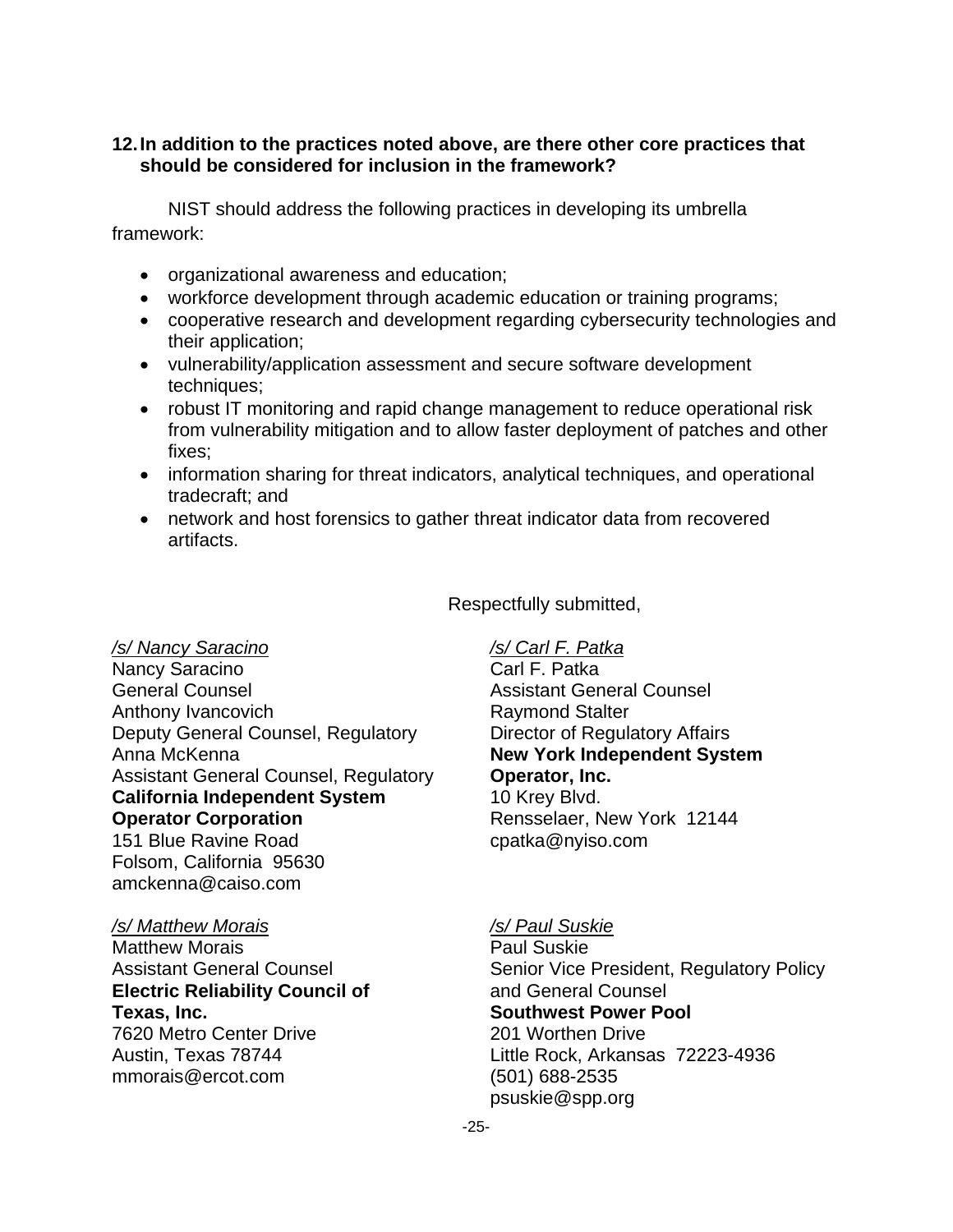**12. In addition to the practices noted above, are there other core practices that should be considered for inclusion in the framework?**

NIST should address the following practices in developing its umbrella framework:

- organizational awareness and education;
- workforce development through academic education or training programs;
- cooperative research and development regarding cybersecurity technologies and their application;
- vulnerability/application assessment and secure software development techniques;
- robust IT monitoring and rapid change management to reduce operational risk from vulnerability mitigation and to allow faster deployment of patches and other fixes;
- information sharing for threat indicators, analytical techniques, and operational tradecraft; and
- network and host forensics to gather threat indicator data from recovered artifacts.

Respectfully submitted,

*/s/ Nancy Saracino*
Nancy Saracino
General Counsel
Anthony Ivancovich
Deputy General Counsel, Regulatory
Anna McKenna
Assistant General Counsel, Regulatory
**California Independent System Operator Corporation**
151 Blue Ravine Road
Folsom, California 95630
amckenna@caiso.com

*/s/ Carl F. Patka*
Carl F. Patka
Assistant General Counsel
Raymond Stalter
Director of Regulatory Affairs
**New York Independent System Operator, Inc.**
10 Krey Blvd.
Rensselaer, New York 12144
cpatka@nyiso.com

*/s/ Matthew Morais*
Matthew Morais
Assistant General Counsel
**Electric Reliability Council of Texas, Inc.**
7620 Metro Center Drive
Austin, Texas 78744
mmorais@ercot.com

*/s/ Paul Suskie*
Paul Suskie
Senior Vice President, Regulatory Policy and General Counsel
**Southwest Power Pool**
201 Worthen Drive
Little Rock, Arkansas 72223-4936
(501) 688-2535
psuskie@spp.org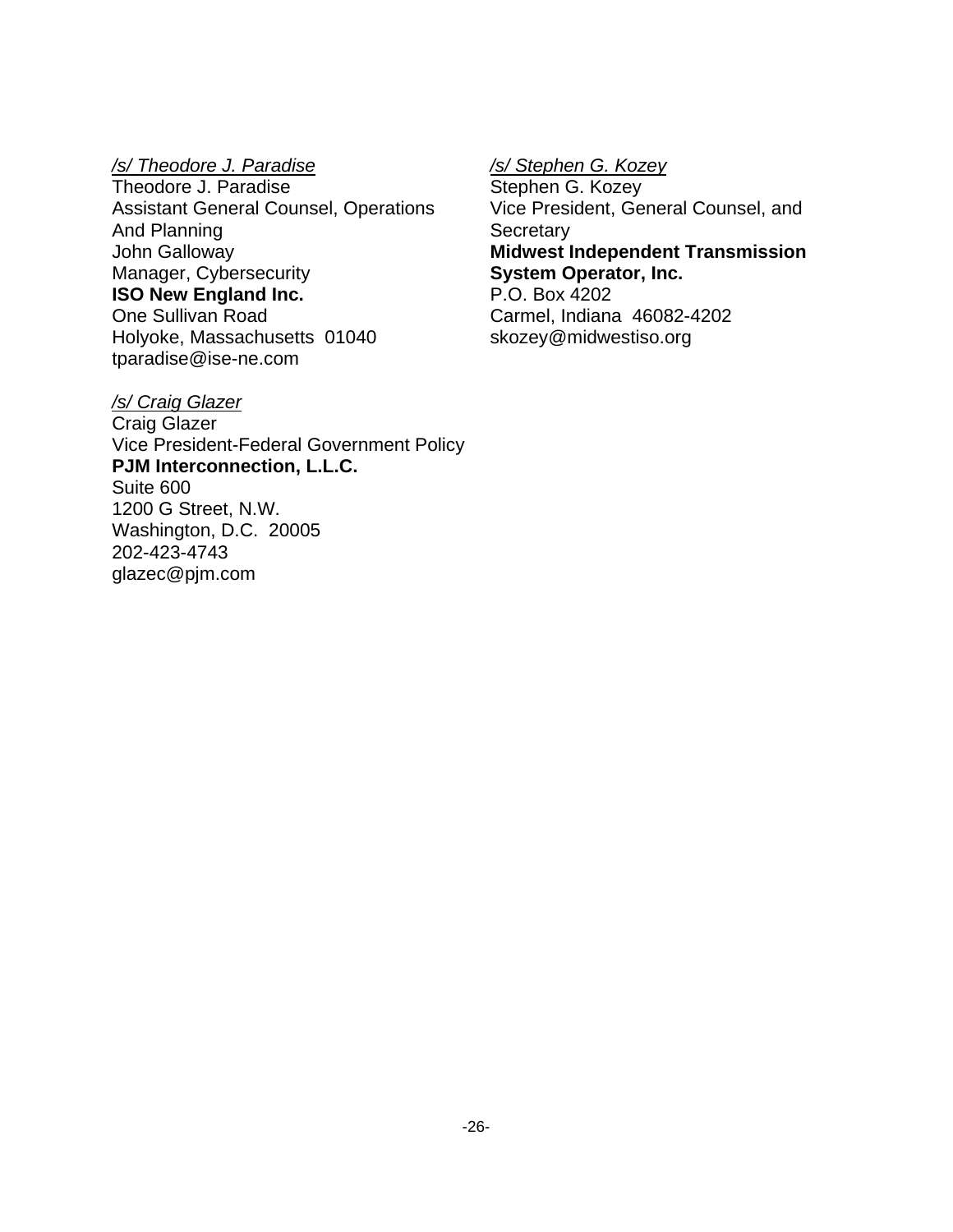*/s/ Theodore J. Paradise*
Theodore J. Paradise
Assistant General Counsel, Operations And Planning
John Galloway
Manager, Cybersecurity
**ISO New England Inc.**
One Sullivan Road
Holyoke, Massachusetts 01040
tparadise@ise-ne.com

*/s/ Stephen G. Kozey*
Stephen G. Kozey
Vice President, General Counsel, and Secretary
**Midwest Independent Transmission System Operator, Inc.**
P.O. Box 4202
Carmel, Indiana 46082-4202
skozey@midwestiso.org

*/s/ Craig Glazer*
Craig Glazer
Vice President-Federal Government Policy
**PJM Interconnection, L.L.C.**
Suite 600
1200 G Street, N.W.
Washington, D.C. 20005
202-423-4743
glazec@pjm.com